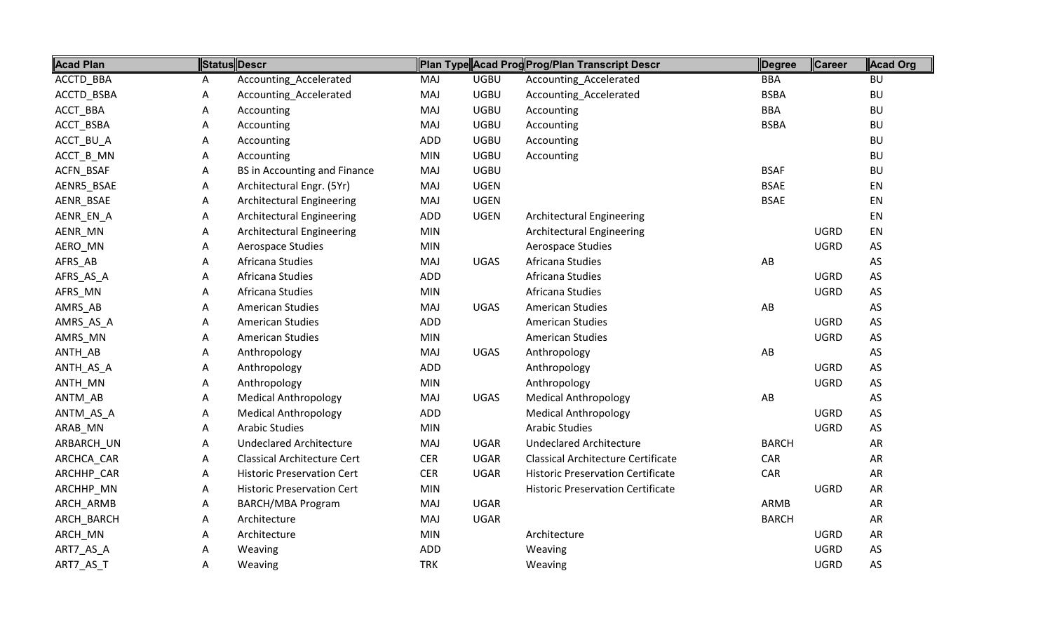| Acad Plan | Status | Descr | Plan Type | Acad Prog | Prog/Plan Transcript Descr | Degree | Career | Acad Org |
|---|---|---|---|---|---|---|---|---|
| ACCTD_BBA | A | Accounting_Accelerated | MAJ | UGBU | Accounting_Accelerated | BBA | | BU |
| ACCTD_BSBA | A | Accounting_Accelerated | MAJ | UGBU | Accounting_Accelerated | BSBA | | BU |
| ACCT_BBA | A | Accounting | MAJ | UGBU | Accounting | BBA | | BU |
| ACCT_BSBA | A | Accounting | MAJ | UGBU | Accounting | BSBA | | BU |
| ACCT_BU_A | A | Accounting | ADD | UGBU | Accounting | | | BU |
| ACCT_B_MN | A | Accounting | MIN | UGBU | Accounting | | | BU |
| ACFN_BSAF | A | BS in Accounting and Finance | MAJ | UGBU | | BSAF | | BU |
| AENR5_BSAE | A | Architectural Engr. (5Yr) | MAJ | UGEN | | BSAE | | EN |
| AENR_BSAE | A | Architectural Engineering | MAJ | UGEN | | BSAE | | EN |
| AENR_EN_A | A | Architectural Engineering | ADD | UGEN | Architectural Engineering | | | EN |
| AENR_MN | A | Architectural Engineering | MIN | | Architectural Engineering | | UGRD | EN |
| AERO_MN | A | Aerospace Studies | MIN | | Aerospace Studies | | UGRD | AS |
| AFRS_AB | A | Africana Studies | MAJ | UGAS | Africana Studies | AB | | AS |
| AFRS_AS_A | A | Africana Studies | ADD | | Africana Studies | | UGRD | AS |
| AFRS_MN | A | Africana Studies | MIN | | Africana Studies | | UGRD | AS |
| AMRS_AB | A | American Studies | MAJ | UGAS | American Studies | AB | | AS |
| AMRS_AS_A | A | American Studies | ADD | | American Studies | | UGRD | AS |
| AMRS_MN | A | American Studies | MIN | | American Studies | | UGRD | AS |
| ANTH_AB | A | Anthropology | MAJ | UGAS | Anthropology | AB | | AS |
| ANTH_AS_A | A | Anthropology | ADD | | Anthropology | | UGRD | AS |
| ANTH_MN | A | Anthropology | MIN | | Anthropology | | UGRD | AS |
| ANTM_AB | A | Medical Anthropology | MAJ | UGAS | Medical Anthropology | AB | | AS |
| ANTM_AS_A | A | Medical Anthropology | ADD | | Medical Anthropology | | UGRD | AS |
| ARAB_MN | A | Arabic Studies | MIN | | Arabic Studies | | UGRD | AS |
| ARBARCH_UN | A | Undeclared Architecture | MAJ | UGAR | Undeclared Architecture | BARCH | | AR |
| ARCHCA_CAR | A | Classical Architecture Cert | CER | UGAR | Classical Architecture Certificate | CAR | | AR |
| ARCHHP_CAR | A | Historic Preservation Cert | CER | UGAR | Historic Preservation Certificate | CAR | | AR |
| ARCHHP_MN | A | Historic Preservation Cert | MIN | | Historic Preservation Certificate | | UGRD | AR |
| ARCH_ARMB | A | BARCH/MBA Program | MAJ | UGAR | | ARMB | | AR |
| ARCH_BARCH | A | Architecture | MAJ | UGAR | | BARCH | | AR |
| ARCH_MN | A | Architecture | MIN | | Architecture | | UGRD | AR |
| ART7_AS_A | A | Weaving | ADD | | Weaving | | UGRD | AS |
| ART7_AS_T | A | Weaving | TRK | | Weaving | | UGRD | AS |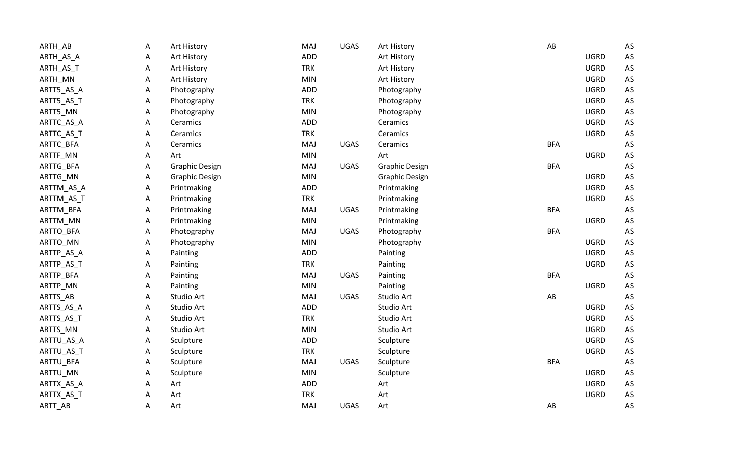| | | | | | | | | |
|---|---|---|---|---|---|---|---|---|
| ARTH_AB | A | Art History | MAJ | UGAS | Art History | AB | | AS |
| ARTH_AS_A | A | Art History | ADD | | Art History | | UGRD | AS |
| ARTH_AS_T | A | Art History | TRK | | Art History | | UGRD | AS |
| ARTH_MN | A | Art History | MIN | | Art History | | UGRD | AS |
| ARTT5_AS_A | A | Photography | ADD | | Photography | | UGRD | AS |
| ARTT5_AS_T | A | Photography | TRK | | Photography | | UGRD | AS |
| ARTT5_MN | A | Photography | MIN | | Photography | | UGRD | AS |
| ARTTC_AS_A | A | Ceramics | ADD | | Ceramics | | UGRD | AS |
| ARTTC_AS_T | A | Ceramics | TRK | | Ceramics | | UGRD | AS |
| ARTTC_BFA | A | Ceramics | MAJ | UGAS | Ceramics | BFA | | AS |
| ARTTF_MN | A | Art | MIN | | Art | | UGRD | AS |
| ARTTG_BFA | A | Graphic Design | MAJ | UGAS | Graphic Design | BFA | | AS |
| ARTTG_MN | A | Graphic Design | MIN | | Graphic Design | | UGRD | AS |
| ARTTM_AS_A | A | Printmaking | ADD | | Printmaking | | UGRD | AS |
| ARTTM_AS_T | A | Printmaking | TRK | | Printmaking | | UGRD | AS |
| ARTTM_BFA | A | Printmaking | MAJ | UGAS | Printmaking | BFA | | AS |
| ARTTM_MN | A | Printmaking | MIN | | Printmaking | | UGRD | AS |
| ARTTO_BFA | A | Photography | MAJ | UGAS | Photography | BFA | | AS |
| ARTTO_MN | A | Photography | MIN | | Photography | | UGRD | AS |
| ARTTP_AS_A | A | Painting | ADD | | Painting | | UGRD | AS |
| ARTTP_AS_T | A | Painting | TRK | | Painting | | UGRD | AS |
| ARTTP_BFA | A | Painting | MAJ | UGAS | Painting | BFA | | AS |
| ARTTP_MN | A | Painting | MIN | | Painting | | UGRD | AS |
| ARTTS_AB | A | Studio Art | MAJ | UGAS | Studio Art | AB | | AS |
| ARTTS_AS_A | A | Studio Art | ADD | | Studio Art | | UGRD | AS |
| ARTTS_AS_T | A | Studio Art | TRK | | Studio Art | | UGRD | AS |
| ARTTS_MN | A | Studio Art | MIN | | Studio Art | | UGRD | AS |
| ARTTU_AS_A | A | Sculpture | ADD | | Sculpture | | UGRD | AS |
| ARTTU_AS_T | A | Sculpture | TRK | | Sculpture | | UGRD | AS |
| ARTTU_BFA | A | Sculpture | MAJ | UGAS | Sculpture | BFA | | AS |
| ARTTU_MN | A | Sculpture | MIN | | Sculpture | | UGRD | AS |
| ARTTX_AS_A | A | Art | ADD | | Art | | UGRD | AS |
| ARTTX_AS_T | A | Art | TRK | | Art | | UGRD | AS |
| ARTT_AB | A | Art | MAJ | UGAS | Art | AB | | AS |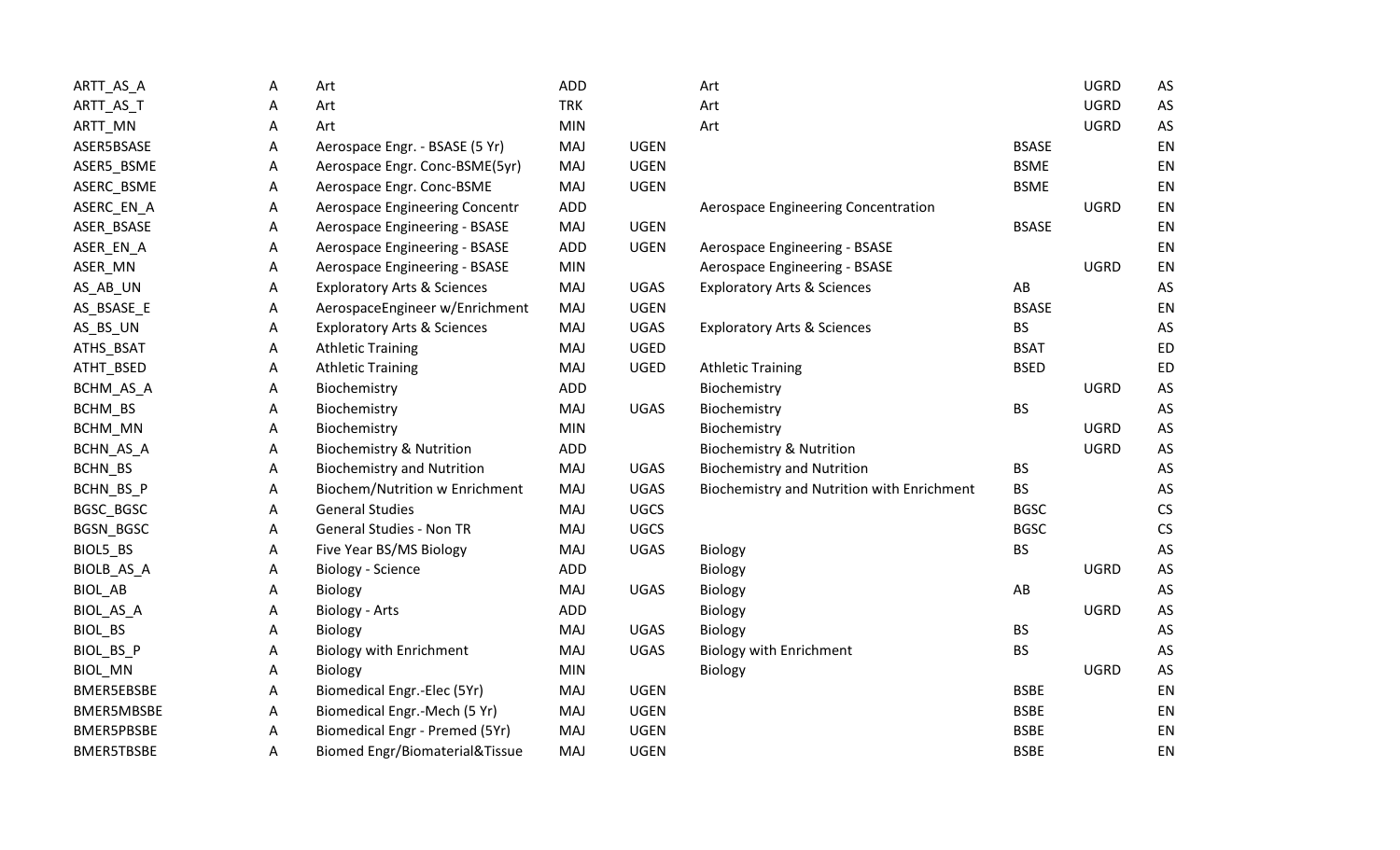| | | | | | | | | |
|---|---|---|---|---|---|---|---|---|
| ARTT_AS_A | A | Art | ADD | | Art | | UGRD | AS |
| ARTT_AS_T | A | Art | TRK | | Art | | UGRD | AS |
| ARTT_MN | A | Art | MIN | | Art | | UGRD | AS |
| ASER5BSASE | A | Aerospace Engr. - BSASE (5 Yr) | MAJ | UGEN | | BSASE | | EN |
| ASER5_BSME | A | Aerospace Engr. Conc-BSME(5yr) | MAJ | UGEN | | BSME | | EN |
| ASERC_BSME | A | Aerospace Engr. Conc-BSME | MAJ | UGEN | | BSME | | EN |
| ASERC_EN_A | A | Aerospace Engineering Concentr | ADD | | Aerospace Engineering Concentration | | UGRD | EN |
| ASER_BSASE | A | Aerospace Engineering - BSASE | MAJ | UGEN | | BSASE | | EN |
| ASER_EN_A | A | Aerospace Engineering - BSASE | ADD | UGEN | Aerospace Engineering - BSASE | | | EN |
| ASER_MN | A | Aerospace Engineering - BSASE | MIN | | Aerospace Engineering - BSASE | | UGRD | EN |
| AS_AB_UN | A | Exploratory Arts & Sciences | MAJ | UGAS | Exploratory Arts & Sciences | AB | | AS |
| AS_BSASE_E | A | AerospaceEngineer w/Enrichment | MAJ | UGEN | | BSASE | | EN |
| AS_BS_UN | A | Exploratory Arts & Sciences | MAJ | UGAS | Exploratory Arts & Sciences | BS | | AS |
| ATHS_BSAT | A | Athletic Training | MAJ | UGED | | BSAT | | ED |
| ATHT_BSED | A | Athletic Training | MAJ | UGED | Athletic Training | BSED | | ED |
| BCHM_AS_A | A | Biochemistry | ADD | | Biochemistry | | UGRD | AS |
| BCHM_BS | A | Biochemistry | MAJ | UGAS | Biochemistry | BS | | AS |
| BCHM_MN | A | Biochemistry | MIN | | Biochemistry | | UGRD | AS |
| BCHN_AS_A | A | Biochemistry & Nutrition | ADD | | Biochemistry & Nutrition | | UGRD | AS |
| BCHN_BS | A | Biochemistry and Nutrition | MAJ | UGAS | Biochemistry and Nutrition | BS | | AS |
| BCHN_BS_P | A | Biochem/Nutrition w Enrichment | MAJ | UGAS | Biochemistry and Nutrition with Enrichment | BS | | AS |
| BGSC_BGSC | A | General Studies | MAJ | UGCS | | BGSC | | CS |
| BGSN_BGSC | A | General Studies - Non TR | MAJ | UGCS | | BGSC | | CS |
| BIOL5_BS | A | Five Year BS/MS Biology | MAJ | UGAS | Biology | BS | | AS |
| BIOLB_AS_A | A | Biology - Science | ADD | | Biology | | UGRD | AS |
| BIOL_AB | A | Biology | MAJ | UGAS | Biology | AB | | AS |
| BIOL_AS_A | A | Biology - Arts | ADD | | Biology | | UGRD | AS |
| BIOL_BS | A | Biology | MAJ | UGAS | Biology | BS | | AS |
| BIOL_BS_P | A | Biology with Enrichment | MAJ | UGAS | Biology with Enrichment | BS | | AS |
| BIOL_MN | A | Biology | MIN | | Biology | | UGRD | AS |
| BMER5EBSBE | A | Biomedical Engr.-Elec (5Yr) | MAJ | UGEN | | BSBE | | EN |
| BMER5MBSBE | A | Biomedical Engr.-Mech (5 Yr) | MAJ | UGEN | | BSBE | | EN |
| BMER5PBSBE | A | Biomedical Engr - Premed (5Yr) | MAJ | UGEN | | BSBE | | EN |
| BMER5TBSBE | A | Biomed Engr/Biomaterial&Tissue | MAJ | UGEN | | BSBE | | EN |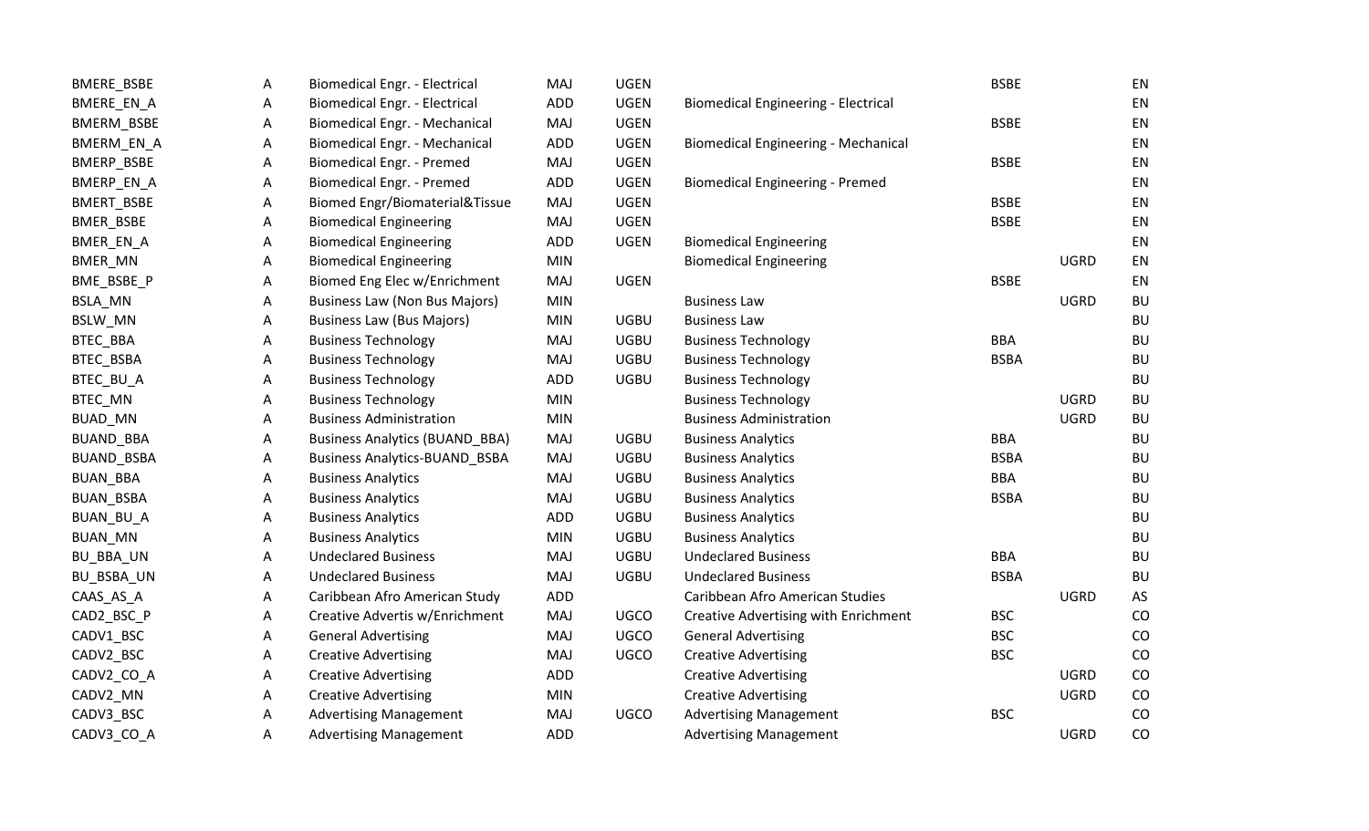| | | | | | | | | |
|---|---|---|---|---|---|---|---|---|
| BMERE_BSBE | A | Biomedical Engr. - Electrical | MAJ | UGEN | | BSBE | | EN |
| BMERE_EN_A | A | Biomedical Engr. - Electrical | ADD | UGEN | Biomedical Engineering - Electrical | | | EN |
| BMERM_BSBE | A | Biomedical Engr. - Mechanical | MAJ | UGEN | | BSBE | | EN |
| BMERM_EN_A | A | Biomedical Engr. - Mechanical | ADD | UGEN | Biomedical Engineering - Mechanical | | | EN |
| BMERP_BSBE | A | Biomedical Engr. - Premed | MAJ | UGEN | | BSBE | | EN |
| BMERP_EN_A | A | Biomedical Engr. - Premed | ADD | UGEN | Biomedical Engineering - Premed | | | EN |
| BMERT_BSBE | A | Biomed Engr/Biomaterial&Tissue | MAJ | UGEN | | BSBE | | EN |
| BMER_BSBE | A | Biomedical Engineering | MAJ | UGEN | | BSBE | | EN |
| BMER_EN_A | A | Biomedical Engineering | ADD | UGEN | Biomedical Engineering | | | EN |
| BMER_MN | A | Biomedical Engineering | MIN | | Biomedical Engineering | | UGRD | EN |
| BME_BSBE_P | A | Biomed Eng Elec w/Enrichment | MAJ | UGEN | | BSBE | | EN |
| BSLA_MN | A | Business Law (Non Bus Majors) | MIN | | Business Law | | UGRD | BU |
| BSLW_MN | A | Business Law (Bus Majors) | MIN | UGBU | Business Law | | | BU |
| BTEC_BBA | A | Business Technology | MAJ | UGBU | Business Technology | BBA | | BU |
| BTEC_BSBA | A | Business Technology | MAJ | UGBU | Business Technology | BSBA | | BU |
| BTEC_BU_A | A | Business Technology | ADD | UGBU | Business Technology | | | BU |
| BTEC_MN | A | Business Technology | MIN | | Business Technology | | UGRD | BU |
| BUAD_MN | A | Business Administration | MIN | | Business Administration | | UGRD | BU |
| BUAND_BBA | A | Business Analytics (BUAND_BBA) | MAJ | UGBU | Business Analytics | BBA | | BU |
| BUAND_BSBA | A | Business Analytics-BUAND_BSBA | MAJ | UGBU | Business Analytics | BSBA | | BU |
| BUAN_BBA | A | Business Analytics | MAJ | UGBU | Business Analytics | BBA | | BU |
| BUAN_BSBA | A | Business Analytics | MAJ | UGBU | Business Analytics | BSBA | | BU |
| BUAN_BU_A | A | Business Analytics | ADD | UGBU | Business Analytics | | | BU |
| BUAN_MN | A | Business Analytics | MIN | UGBU | Business Analytics | | | BU |
| BU_BBA_UN | A | Undeclared Business | MAJ | UGBU | Undeclared Business | BBA | | BU |
| BU_BSBA_UN | A | Undeclared Business | MAJ | UGBU | Undeclared Business | BSBA | | BU |
| CAAS_AS_A | A | Caribbean Afro American Study | ADD | | Caribbean Afro American Studies | | UGRD | AS |
| CAD2_BSC_P | A | Creative Advertis w/Enrichment | MAJ | UGCO | Creative Advertising with Enrichment | BSC | | CO |
| CADV1_BSC | A | General Advertising | MAJ | UGCO | General Advertising | BSC | | CO |
| CADV2_BSC | A | Creative Advertising | MAJ | UGCO | Creative Advertising | BSC | | CO |
| CADV2_CO_A | A | Creative Advertising | ADD | | Creative Advertising | | UGRD | CO |
| CADV2_MN | A | Creative Advertising | MIN | | Creative Advertising | | UGRD | CO |
| CADV3_BSC | A | Advertising Management | MAJ | UGCO | Advertising Management | BSC | | CO |
| CADV3_CO_A | A | Advertising Management | ADD | | Advertising Management | | UGRD | CO |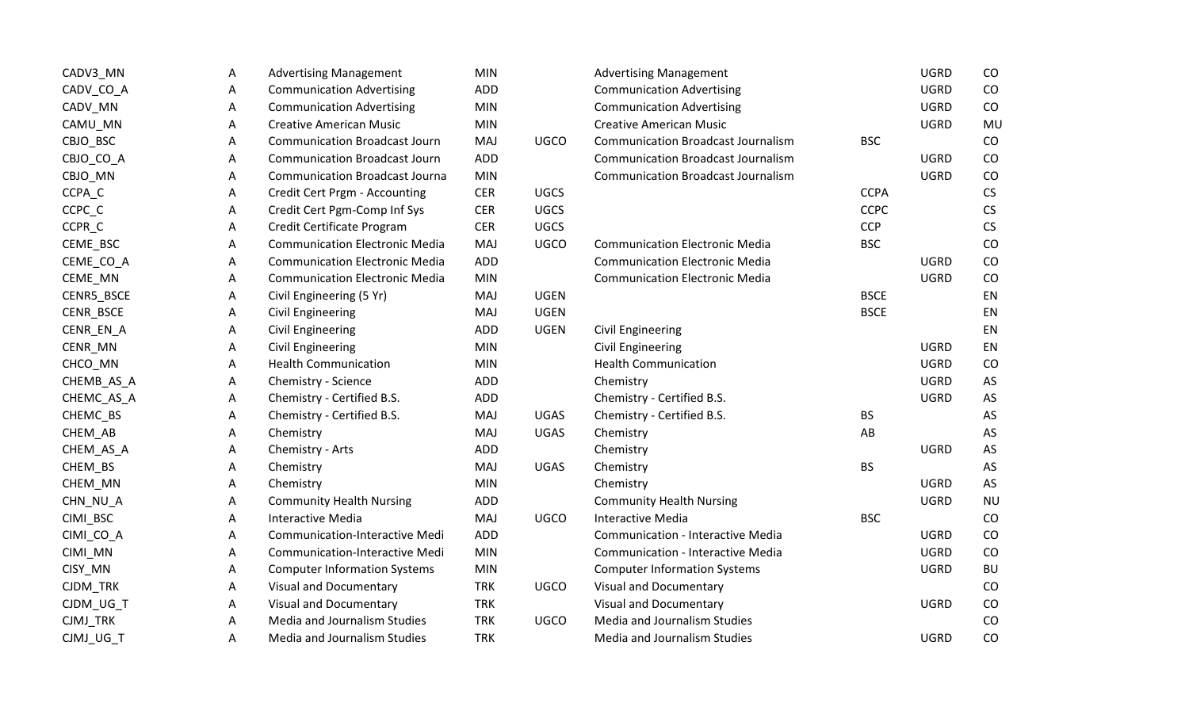| | | | | | | | | |
|---|---|---|---|---|---|---|---|---|
| CADV3_MN | A | Advertising Management | MIN | | Advertising Management | | UGRD | CO |
| CADV_CO_A | A | Communication Advertising | ADD | | Communication Advertising | | UGRD | CO |
| CADV_MN | A | Communication Advertising | MIN | | Communication Advertising | | UGRD | CO |
| CAMU_MN | A | Creative American Music | MIN | | Creative American Music | | UGRD | MU |
| CBJO_BSC | A | Communication Broadcast Journ | MAJ | UGCO | Communication Broadcast Journalism | BSC | | CO |
| CBJO_CO_A | A | Communication Broadcast Journ | ADD | | Communication Broadcast Journalism | | UGRD | CO |
| CBJO_MN | A | Communication Broadcast Journa | MIN | | Communication Broadcast Journalism | | UGRD | CO |
| CCPA_C | A | Credit Cert Prgm - Accounting | CER | UGCS | | CCPA | | CS |
| CCPC_C | A | Credit Cert Pgm-Comp Inf Sys | CER | UGCS | | CCPC | | CS |
| CCPR_C | A | Credit Certificate Program | CER | UGCS | | CCP | | CS |
| CEME_BSC | A | Communication Electronic Media | MAJ | UGCO | Communication Electronic Media | BSC | | CO |
| CEME_CO_A | A | Communication Electronic Media | ADD | | Communication Electronic Media | | UGRD | CO |
| CEME_MN | A | Communication Electronic Media | MIN | | Communication Electronic Media | | UGRD | CO |
| CENR5_BSCE | A | Civil Engineering (5 Yr) | MAJ | UGEN | | BSCE | | EN |
| CENR_BSCE | A | Civil Engineering | MAJ | UGEN | | BSCE | | EN |
| CENR_EN_A | A | Civil Engineering | ADD | UGEN | Civil Engineering | | | EN |
| CENR_MN | A | Civil Engineering | MIN | | Civil Engineering | | UGRD | EN |
| CHCO_MN | A | Health Communication | MIN | | Health Communication | | UGRD | CO |
| CHEMB_AS_A | A | Chemistry - Science | ADD | | Chemistry | | UGRD | AS |
| CHEMC_AS_A | A | Chemistry - Certified B.S. | ADD | | Chemistry - Certified B.S. | | UGRD | AS |
| CHEMC_BS | A | Chemistry - Certified B.S. | MAJ | UGAS | Chemistry - Certified B.S. | BS | | AS |
| CHEM_AB | A | Chemistry | MAJ | UGAS | Chemistry | AB | | AS |
| CHEM_AS_A | A | Chemistry - Arts | ADD | | Chemistry | | UGRD | AS |
| CHEM_BS | A | Chemistry | MAJ | UGAS | Chemistry | BS | | AS |
| CHEM_MN | A | Chemistry | MIN | | Chemistry | | UGRD | AS |
| CHN_NU_A | A | Community Health Nursing | ADD | | Community Health Nursing | | UGRD | NU |
| CIMI_BSC | A | Interactive Media | MAJ | UGCO | Interactive Media | BSC | | CO |
| CIMI_CO_A | A | Communication-Interactive Medi | ADD | | Communication - Interactive Media | | UGRD | CO |
| CIMI_MN | A | Communication-Interactive Medi | MIN | | Communication - Interactive Media | | UGRD | CO |
| CISY_MN | A | Computer Information Systems | MIN | | Computer Information Systems | | UGRD | BU |
| CJDM_TRK | A | Visual and Documentary | TRK | UGCO | Visual and Documentary | | | CO |
| CJDM_UG_T | A | Visual and Documentary | TRK | | Visual and Documentary | | UGRD | CO |
| CJMJ_TRK | A | Media and Journalism Studies | TRK | UGCO | Media and Journalism Studies | | | CO |
| CJMJ_UG_T | A | Media and Journalism Studies | TRK | | Media and Journalism Studies | | UGRD | CO |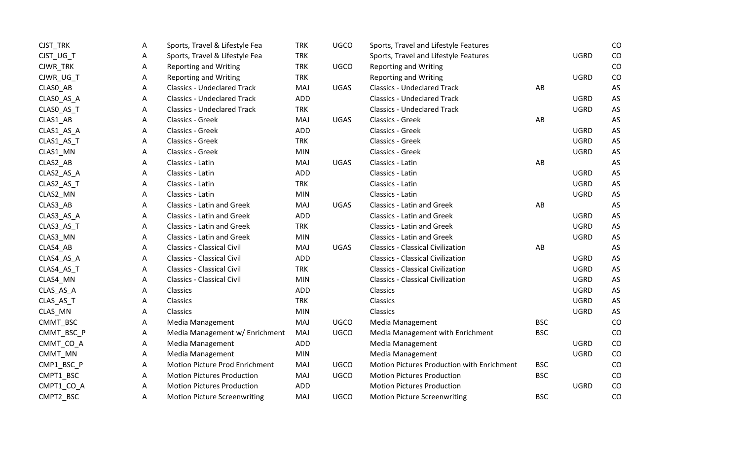| | | | | | | | | |
|---|---|---|---|---|---|---|---|---|
| CJST_TRK | A | Sports, Travel & Lifestyle Fea | TRK | UGCO | Sports, Travel and Lifestyle Features | | | CO |
| CJST_UG_T | A | Sports, Travel & Lifestyle Fea | TRK | | Sports, Travel and Lifestyle Features | | UGRD | CO |
| CJWR_TRK | A | Reporting and Writing | TRK | UGCO | Reporting and Writing | | | CO |
| CJWR_UG_T | A | Reporting and Writing | TRK | | Reporting and Writing | | UGRD | CO |
| CLAS0_AB | A | Classics - Undeclared Track | MAJ | UGAS | Classics - Undeclared Track | AB | | AS |
| CLAS0_AS_A | A | Classics - Undeclared Track | ADD | | Classics - Undeclared Track | | UGRD | AS |
| CLAS0_AS_T | A | Classics - Undeclared Track | TRK | | Classics - Undeclared Track | | UGRD | AS |
| CLAS1_AB | A | Classics - Greek | MAJ | UGAS | Classics - Greek | AB | | AS |
| CLAS1_AS_A | A | Classics - Greek | ADD | | Classics - Greek | | UGRD | AS |
| CLAS1_AS_T | A | Classics - Greek | TRK | | Classics - Greek | | UGRD | AS |
| CLAS1_MN | A | Classics - Greek | MIN | | Classics - Greek | | UGRD | AS |
| CLAS2_AB | A | Classics - Latin | MAJ | UGAS | Classics - Latin | AB | | AS |
| CLAS2_AS_A | A | Classics - Latin | ADD | | Classics - Latin | | UGRD | AS |
| CLAS2_AS_T | A | Classics - Latin | TRK | | Classics - Latin | | UGRD | AS |
| CLAS2_MN | A | Classics - Latin | MIN | | Classics - Latin | | UGRD | AS |
| CLAS3_AB | A | Classics - Latin and Greek | MAJ | UGAS | Classics - Latin and Greek | AB | | AS |
| CLAS3_AS_A | A | Classics - Latin and Greek | ADD | | Classics - Latin and Greek | | UGRD | AS |
| CLAS3_AS_T | A | Classics - Latin and Greek | TRK | | Classics - Latin and Greek | | UGRD | AS |
| CLAS3_MN | A | Classics - Latin and Greek | MIN | | Classics - Latin and Greek | | UGRD | AS |
| CLAS4_AB | A | Classics - Classical Civil | MAJ | UGAS | Classics - Classical Civilization | AB | | AS |
| CLAS4_AS_A | A | Classics - Classical Civil | ADD | | Classics - Classical Civilization | | UGRD | AS |
| CLAS4_AS_T | A | Classics - Classical Civil | TRK | | Classics - Classical Civilization | | UGRD | AS |
| CLAS4_MN | A | Classics - Classical Civil | MIN | | Classics - Classical Civilization | | UGRD | AS |
| CLAS_AS_A | A | Classics | ADD | | Classics | | UGRD | AS |
| CLAS_AS_T | A | Classics | TRK | | Classics | | UGRD | AS |
| CLAS_MN | A | Classics | MIN | | Classics | | UGRD | AS |
| CMMT_BSC | A | Media Management | MAJ | UGCO | Media Management | BSC | | CO |
| CMMT_BSC_P | A | Media Management w/ Enrichment | MAJ | UGCO | Media Management with Enrichment | BSC | | CO |
| CMMT_CO_A | A | Media Management | ADD | | Media Management | | UGRD | CO |
| CMMT_MN | A | Media Management | MIN | | Media Management | | UGRD | CO |
| CMP1_BSC_P | A | Motion Picture Prod Enrichment | MAJ | UGCO | Motion Pictures Production with Enrichment | BSC | | CO |
| CMPT1_BSC | A | Motion Pictures Production | MAJ | UGCO | Motion Pictures Production | BSC | | CO |
| CMPT1_CO_A | A | Motion Pictures Production | ADD | | Motion Pictures Production | | UGRD | CO |
| CMPT2_BSC | A | Motion Picture Screenwriting | MAJ | UGCO | Motion Picture Screenwriting | BSC | | CO |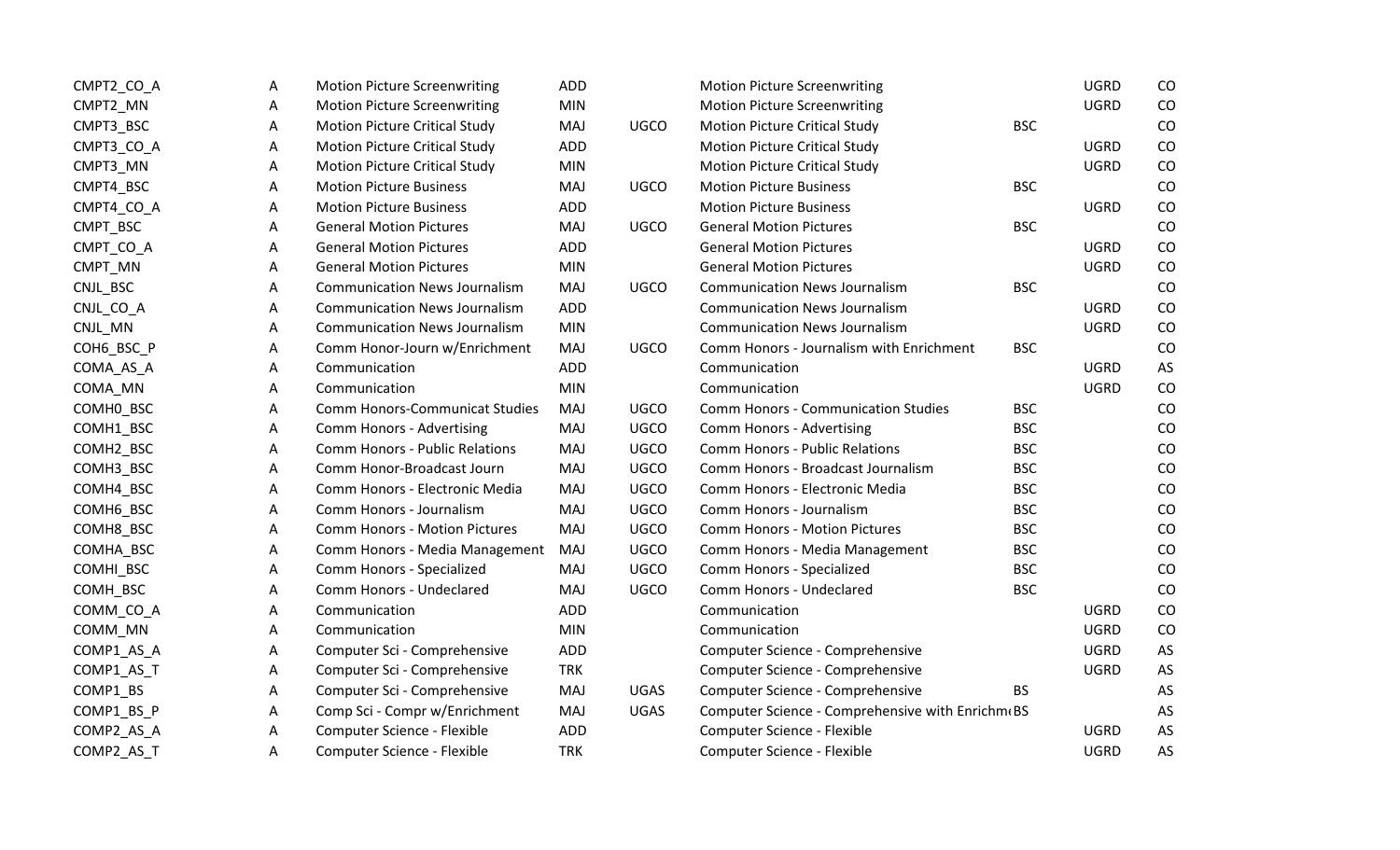| | | | | | | | | |
|---|---|---|---|---|---|---|---|---|
| CMPT2_CO_A | A | Motion Picture Screenwriting | ADD | | Motion Picture Screenwriting | | UGRD | CO |
| CMPT2_MN | A | Motion Picture Screenwriting | MIN | | Motion Picture Screenwriting | | UGRD | CO |
| CMPT3_BSC | A | Motion Picture Critical Study | MAJ | UGCO | Motion Picture Critical Study | BSC | | CO |
| CMPT3_CO_A | A | Motion Picture Critical Study | ADD | | Motion Picture Critical Study | | UGRD | CO |
| CMPT3_MN | A | Motion Picture Critical Study | MIN | | Motion Picture Critical Study | | UGRD | CO |
| CMPT4_BSC | A | Motion Picture Business | MAJ | UGCO | Motion Picture Business | BSC | | CO |
| CMPT4_CO_A | A | Motion Picture Business | ADD | | Motion Picture Business | | UGRD | CO |
| CMPT_BSC | A | General Motion Pictures | MAJ | UGCO | General Motion Pictures | BSC | | CO |
| CMPT_CO_A | A | General Motion Pictures | ADD | | General Motion Pictures | | UGRD | CO |
| CMPT_MN | A | General Motion Pictures | MIN | | General Motion Pictures | | UGRD | CO |
| CNJL_BSC | A | Communication News Journalism | MAJ | UGCO | Communication News Journalism | BSC | | CO |
| CNJL_CO_A | A | Communication News Journalism | ADD | | Communication News Journalism | | UGRD | CO |
| CNJL_MN | A | Communication News Journalism | MIN | | Communication News Journalism | | UGRD | CO |
| COH6_BSC_P | A | Comm Honor-Journ w/Enrichment | MAJ | UGCO | Comm Honors - Journalism with Enrichment | BSC | | CO |
| COMA_AS_A | A | Communication | ADD | | Communication | | UGRD | AS |
| COMA_MN | A | Communication | MIN | | Communication | | UGRD | CO |
| COMH0_BSC | A | Comm Honors-Communicat Studies | MAJ | UGCO | Comm Honors - Communication Studies | BSC | | CO |
| COMH1_BSC | A | Comm Honors - Advertising | MAJ | UGCO | Comm Honors - Advertising | BSC | | CO |
| COMH2_BSC | A | Comm Honors - Public Relations | MAJ | UGCO | Comm Honors - Public Relations | BSC | | CO |
| COMH3_BSC | A | Comm Honor-Broadcast Journ | MAJ | UGCO | Comm Honors - Broadcast Journalism | BSC | | CO |
| COMH4_BSC | A | Comm Honors - Electronic Media | MAJ | UGCO | Comm Honors - Electronic Media | BSC | | CO |
| COMH6_BSC | A | Comm Honors - Journalism | MAJ | UGCO | Comm Honors - Journalism | BSC | | CO |
| COMH8_BSC | A | Comm Honors - Motion Pictures | MAJ | UGCO | Comm Honors - Motion Pictures | BSC | | CO |
| COMHA_BSC | A | Comm Honors - Media Management | MAJ | UGCO | Comm Honors - Media Management | BSC | | CO |
| COMHI_BSC | A | Comm Honors - Specialized | MAJ | UGCO | Comm Honors - Specialized | BSC | | CO |
| COMH_BSC | A | Comm Honors - Undeclared | MAJ | UGCO | Comm Honors - Undeclared | BSC | | CO |
| COMM_CO_A | A | Communication | ADD | | Communication | | UGRD | CO |
| COMM_MN | A | Communication | MIN | | Communication | | UGRD | CO |
| COMP1_AS_A | A | Computer Sci - Comprehensive | ADD | | Computer Science - Comprehensive | | UGRD | AS |
| COMP1_AS_T | A | Computer Sci - Comprehensive | TRK | | Computer Science - Comprehensive | | UGRD | AS |
| COMP1_BS | A | Computer Sci - Comprehensive | MAJ | UGAS | Computer Science - Comprehensive | BS | | AS |
| COMP1_BS_P | A | Comp Sci - Compr w/Enrichment | MAJ | UGAS | Computer Science - Comprehensive with Enrichm | BS | | AS |
| COMP2_AS_A | A | Computer Science - Flexible | ADD | | Computer Science - Flexible | | UGRD | AS |
| COMP2_AS_T | A | Computer Science - Flexible | TRK | | Computer Science - Flexible | | UGRD | AS |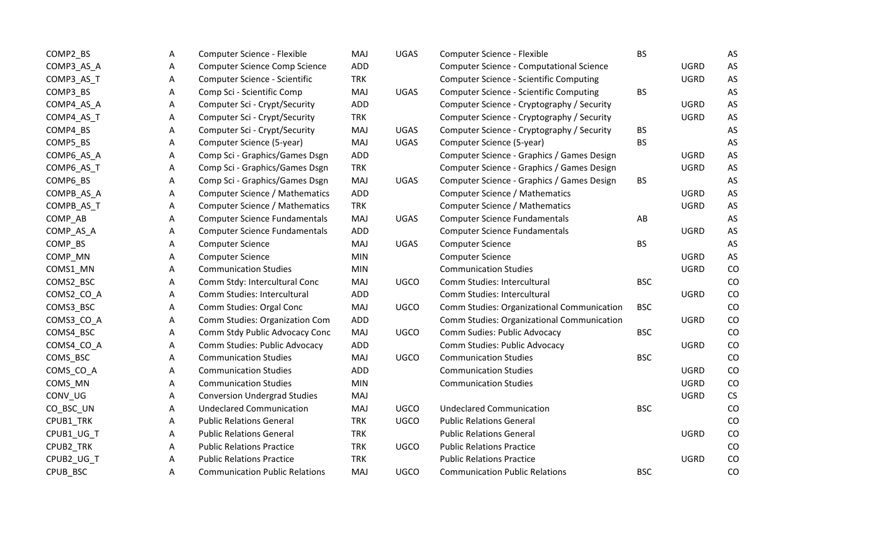| | | | | | | | | |
|---|---|---|---|---|---|---|---|---|
| COMP2_BS | A | Computer Science - Flexible | MAJ | UGAS | Computer Science - Flexible | BS | | AS |
| COMP3_AS_A | A | Computer Science Comp Science | ADD | | Computer Science - Computational Science | | UGRD | AS |
| COMP3_AS_T | A | Computer Science - Scientific | TRK | | Computer Science - Scientific Computing | | UGRD | AS |
| COMP3_BS | A | Comp Sci - Scientific Comp | MAJ | UGAS | Computer Science - Scientific Computing | BS | | AS |
| COMP4_AS_A | A | Computer Sci - Crypt/Security | ADD | | Computer Science - Cryptography / Security | | UGRD | AS |
| COMP4_AS_T | A | Computer Sci - Crypt/Security | TRK | | Computer Science - Cryptography / Security | | UGRD | AS |
| COMP4_BS | A | Computer Sci - Crypt/Security | MAJ | UGAS | Computer Science - Cryptography / Security | BS | | AS |
| COMP5_BS | A | Computer Science (5-year) | MAJ | UGAS | Computer Science (5-year) | BS | | AS |
| COMP6_AS_A | A | Comp Sci - Graphics/Games Dsgn | ADD | | Computer Science - Graphics / Games Design | | UGRD | AS |
| COMP6_AS_T | A | Comp Sci - Graphics/Games Dsgn | TRK | | Computer Science - Graphics / Games Design | | UGRD | AS |
| COMP6_BS | A | Comp Sci - Graphics/Games Dsgn | MAJ | UGAS | Computer Science - Graphics / Games Design | BS | | AS |
| COMPB_AS_A | A | Computer Science / Mathematics | ADD | | Computer Science / Mathematics | | UGRD | AS |
| COMPB_AS_T | A | Computer Science / Mathematics | TRK | | Computer Science / Mathematics | | UGRD | AS |
| COMP_AB | A | Computer Science Fundamentals | MAJ | UGAS | Computer Science Fundamentals | AB | | AS |
| COMP_AS_A | A | Computer Science Fundamentals | ADD | | Computer Science Fundamentals | | UGRD | AS |
| COMP_BS | A | Computer Science | MAJ | UGAS | Computer Science | BS | | AS |
| COMP_MN | A | Computer Science | MIN | | Computer Science | | UGRD | AS |
| COMS1_MN | A | Communication Studies | MIN | | Communication Studies | | UGRD | CO |
| COMS2_BSC | A | Comm Stdy: Intercultural Conc | MAJ | UGCO | Comm Studies: Intercultural | BSC | | CO |
| COMS2_CO_A | A | Comm Studies: Intercultural | ADD | | Comm Studies: Intercultural | | UGRD | CO |
| COMS3_BSC | A | Comm Studies: Orgal Conc | MAJ | UGCO | Comm Studies: Organizational Communication | BSC | | CO |
| COMS3_CO_A | A | Comm Studies: Organization Com | ADD | | Comm Studies: Organizational Communication | | UGRD | CO |
| COMS4_BSC | A | Comm Stdy Public Advocacy Conc | MAJ | UGCO | Comm Sudies: Public Advocacy | BSC | | CO |
| COMS4_CO_A | A | Comm Studies: Public Advocacy | ADD | | Comm Studies: Public Advocacy | | UGRD | CO |
| COMS_BSC | A | Communication Studies | MAJ | UGCO | Communication Studies | BSC | | CO |
| COMS_CO_A | A | Communication Studies | ADD | | Communication Studies | | UGRD | CO |
| COMS_MN | A | Communication Studies | MIN | | Communication Studies | | UGRD | CO |
| CONV_UG | A | Conversion Undergrad Studies | MAJ | | | | UGRD | CS |
| CO_BSC_UN | A | Undeclared Communication | MAJ | UGCO | Undeclared Communication | BSC | | CO |
| CPUB1_TRK | A | Public Relations General | TRK | UGCO | Public Relations General | | | CO |
| CPUB1_UG_T | A | Public Relations General | TRK | | Public Relations General | | UGRD | CO |
| CPUB2_TRK | A | Public Relations Practice | TRK | UGCO | Public Relations Practice | | | CO |
| CPUB2_UG_T | A | Public Relations Practice | TRK | | Public Relations Practice | | UGRD | CO |
| CPUB_BSC | A | Communication Public Relations | MAJ | UGCO | Communication Public Relations | BSC | | CO |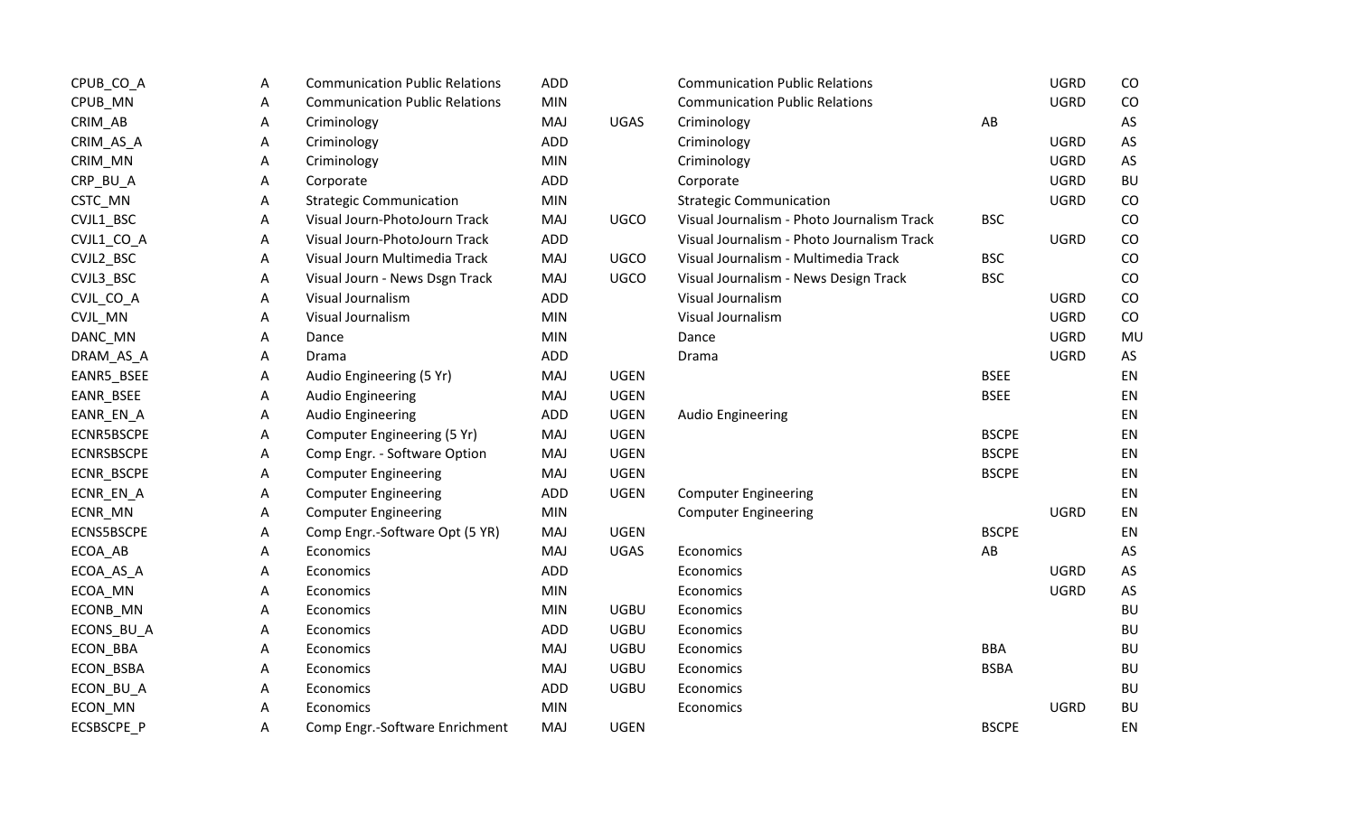| | | | | | | | | |
|---|---|---|---|---|---|---|---|---|
| CPUB_CO_A | A | Communication Public Relations | ADD | | Communication Public Relations | | UGRD | CO |
| CPUB_MN | A | Communication Public Relations | MIN | | Communication Public Relations | | UGRD | CO |
| CRIM_AB | A | Criminology | MAJ | UGAS | Criminology | AB | | AS |
| CRIM_AS_A | A | Criminology | ADD | | Criminology | | UGRD | AS |
| CRIM_MN | A | Criminology | MIN | | Criminology | | UGRD | AS |
| CRP_BU_A | A | Corporate | ADD | | Corporate | | UGRD | BU |
| CSTC_MN | A | Strategic Communication | MIN | | Strategic Communication | | UGRD | CO |
| CVJL1_BSC | A | Visual Journ-PhotoJourn Track | MAJ | UGCO | Visual Journalism - Photo Journalism Track | BSC | | CO |
| CVJL1_CO_A | A | Visual Journ-PhotoJourn Track | ADD | | Visual Journalism - Photo Journalism Track | | UGRD | CO |
| CVJL2_BSC | A | Visual Journ Multimedia Track | MAJ | UGCO | Visual Journalism - Multimedia Track | BSC | | CO |
| CVJL3_BSC | A | Visual Journ - News Dsgn Track | MAJ | UGCO | Visual Journalism - News Design Track | BSC | | CO |
| CVJL_CO_A | A | Visual Journalism | ADD | | Visual Journalism | | UGRD | CO |
| CVJL_MN | A | Visual Journalism | MIN | | Visual Journalism | | UGRD | CO |
| DANC_MN | A | Dance | MIN | | Dance | | UGRD | MU |
| DRAM_AS_A | A | Drama | ADD | | Drama | | UGRD | AS |
| EANR5_BSEE | A | Audio Engineering (5 Yr) | MAJ | UGEN | | BSEE | | EN |
| EANR_BSEE | A | Audio Engineering | MAJ | UGEN | | BSEE | | EN |
| EANR_EN_A | A | Audio Engineering | ADD | UGEN | Audio Engineering | | | EN |
| ECNR5BSCPE | A | Computer Engineering (5 Yr) | MAJ | UGEN | | BSCPE | | EN |
| ECNRSBSCPE | A | Comp Engr. - Software Option | MAJ | UGEN | | BSCPE | | EN |
| ECNR_BSCPE | A | Computer Engineering | MAJ | UGEN | | BSCPE | | EN |
| ECNR_EN_A | A | Computer Engineering | ADD | UGEN | Computer Engineering | | | EN |
| ECNR_MN | A | Computer Engineering | MIN | | Computer Engineering | | UGRD | EN |
| ECNS5BSCPE | A | Comp Engr.-Software Opt (5 YR) | MAJ | UGEN | | BSCPE | | EN |
| ECOA_AB | A | Economics | MAJ | UGAS | Economics | AB | | AS |
| ECOA_AS_A | A | Economics | ADD | | Economics | | UGRD | AS |
| ECOA_MN | A | Economics | MIN | | Economics | | UGRD | AS |
| ECONB_MN | A | Economics | MIN | UGBU | Economics | | | BU |
| ECONS_BU_A | A | Economics | ADD | UGBU | Economics | | | BU |
| ECON_BBA | A | Economics | MAJ | UGBU | Economics | BBA | | BU |
| ECON_BSBA | A | Economics | MAJ | UGBU | Economics | BSBA | | BU |
| ECON_BU_A | A | Economics | ADD | UGBU | Economics | | | BU |
| ECON_MN | A | Economics | MIN | | Economics | | UGRD | BU |
| ECSBSCPE_P | A | Comp Engr.-Software Enrichment | MAJ | UGEN | | BSCPE | | EN |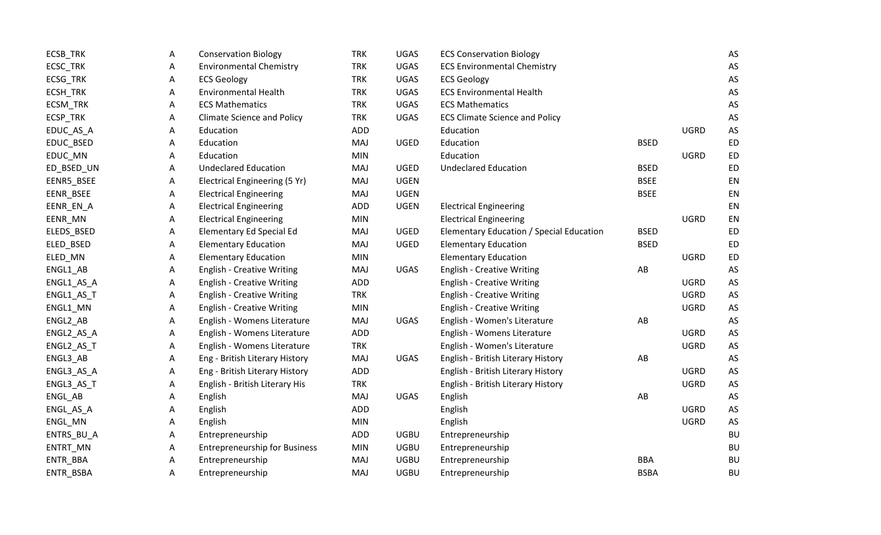| | | | | | | | | |
|---|---|---|---|---|---|---|---|---|
| ECSB_TRK | A | Conservation Biology | TRK | UGAS | ECS Conservation Biology | | | AS |
| ECSC_TRK | A | Environmental Chemistry | TRK | UGAS | ECS Environmental Chemistry | | | AS |
| ECSG_TRK | A | ECS Geology | TRK | UGAS | ECS Geology | | | AS |
| ECSH_TRK | A | Environmental Health | TRK | UGAS | ECS Environmental Health | | | AS |
| ECSM_TRK | A | ECS Mathematics | TRK | UGAS | ECS Mathematics | | | AS |
| ECSP_TRK | A | Climate Science and Policy | TRK | UGAS | ECS Climate Science and Policy | | | AS |
| EDUC_AS_A | A | Education | ADD | | Education | | UGRD | AS |
| EDUC_BSED | A | Education | MAJ | UGED | Education | BSED | | ED |
| EDUC_MN | A | Education | MIN | | Education | | UGRD | ED |
| ED_BSED_UN | A | Undeclared Education | MAJ | UGED | Undeclared Education | BSED | | ED |
| EENR5_BSEE | A | Electrical Engineering (5 Yr) | MAJ | UGEN | | BSEE | | EN |
| EENR_BSEE | A | Electrical Engineering | MAJ | UGEN | | BSEE | | EN |
| EENR_EN_A | A | Electrical Engineering | ADD | UGEN | Electrical Engineering | | | EN |
| EENR_MN | A | Electrical Engineering | MIN | | Electrical Engineering | | UGRD | EN |
| ELEDS_BSED | A | Elementary Ed Special Ed | MAJ | UGED | Elementary Education / Special Education | BSED | | ED |
| ELED_BSED | A | Elementary Education | MAJ | UGED | Elementary Education | BSED | | ED |
| ELED_MN | A | Elementary Education | MIN | | Elementary Education | | UGRD | ED |
| ENGL1_AB | A | English - Creative Writing | MAJ | UGAS | English - Creative Writing | AB | | AS |
| ENGL1_AS_A | A | English - Creative Writing | ADD | | English - Creative Writing | | UGRD | AS |
| ENGL1_AS_T | A | English - Creative Writing | TRK | | English - Creative Writing | | UGRD | AS |
| ENGL1_MN | A | English - Creative Writing | MIN | | English - Creative Writing | | UGRD | AS |
| ENGL2_AB | A | English - Womens Literature | MAJ | UGAS | English - Women's Literature | AB | | AS |
| ENGL2_AS_A | A | English - Womens Literature | ADD | | English - Womens Literature | | UGRD | AS |
| ENGL2_AS_T | A | English - Womens Literature | TRK | | English - Women's Literature | | UGRD | AS |
| ENGL3_AB | A | Eng - British Literary History | MAJ | UGAS | English - British Literary History | AB | | AS |
| ENGL3_AS_A | A | Eng - British Literary History | ADD | | English - British Literary History | | UGRD | AS |
| ENGL3_AS_T | A | English - British Literary His | TRK | | English - British Literary History | | UGRD | AS |
| ENGL_AB | A | English | MAJ | UGAS | English | AB | | AS |
| ENGL_AS_A | A | English | ADD | | English | | UGRD | AS |
| ENGL_MN | A | English | MIN | | English | | UGRD | AS |
| ENTRS_BU_A | A | Entrepreneurship | ADD | UGBU | Entrepreneurship | | | BU |
| ENTRT_MN | A | Entrepreneurship for Business | MIN | UGBU | Entrepreneurship | | | BU |
| ENTR_BBA | A | Entrepreneurship | MAJ | UGBU | Entrepreneurship | BBA | | BU |
| ENTR_BSBA | A | Entrepreneurship | MAJ | UGBU | Entrepreneurship | BSBA | | BU |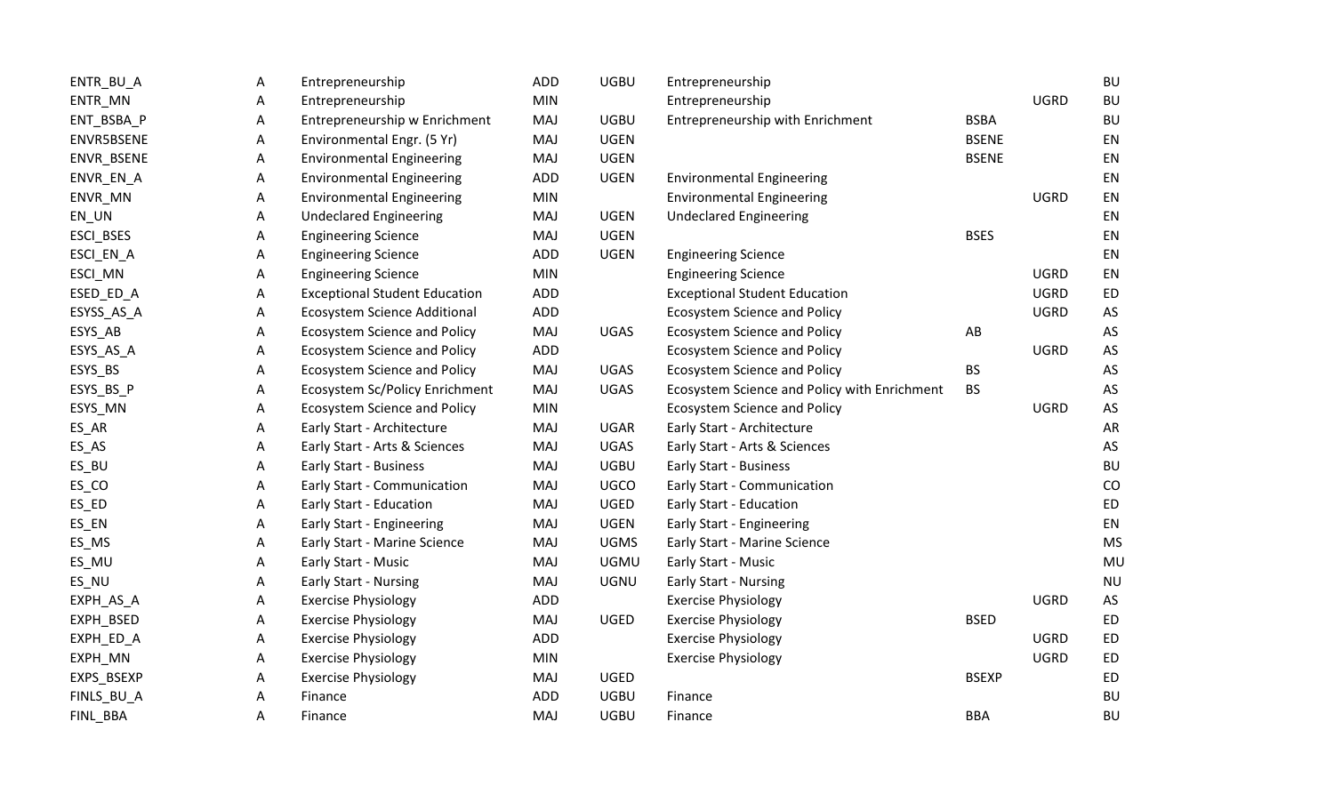| | | | | | | | | |
|---|---|---|---|---|---|---|---|---|
| ENTR_BU_A | A | Entrepreneurship | ADD | UGBU | Entrepreneurship | | | BU |
| ENTR_MN | A | Entrepreneurship | MIN | | Entrepreneurship | | UGRD | BU |
| ENT_BSBA_P | A | Entrepreneurship w Enrichment | MAJ | UGBU | Entrepreneurship with Enrichment | BSBA | | BU |
| ENVR5BSENE | A | Environmental Engr. (5 Yr) | MAJ | UGEN | | BSENE | | EN |
| ENVR_BSENE | A | Environmental Engineering | MAJ | UGEN | | BSENE | | EN |
| ENVR_EN_A | A | Environmental Engineering | ADD | UGEN | Environmental Engineering | | | EN |
| ENVR_MN | A | Environmental Engineering | MIN | | Environmental Engineering | | UGRD | EN |
| EN_UN | A | Undeclared Engineering | MAJ | UGEN | Undeclared Engineering | | | EN |
| ESCI_BSES | A | Engineering Science | MAJ | UGEN | | BSES | | EN |
| ESCI_EN_A | A | Engineering Science | ADD | UGEN | Engineering Science | | | EN |
| ESCI_MN | A | Engineering Science | MIN | | Engineering Science | | UGRD | EN |
| ESED_ED_A | A | Exceptional Student Education | ADD | | Exceptional Student Education | | UGRD | ED |
| ESYSS_AS_A | A | Ecosystem Science Additional | ADD | | Ecosystem Science and Policy | | UGRD | AS |
| ESYS_AB | A | Ecosystem Science and Policy | MAJ | UGAS | Ecosystem Science and Policy | AB | | AS |
| ESYS_AS_A | A | Ecosystem Science and Policy | ADD | | Ecosystem Science and Policy | | UGRD | AS |
| ESYS_BS | A | Ecosystem Science and Policy | MAJ | UGAS | Ecosystem Science and Policy | BS | | AS |
| ESYS_BS_P | A | Ecosystem Sc/Policy Enrichment | MAJ | UGAS | Ecosystem Science and Policy with Enrichment | BS | | AS |
| ESYS_MN | A | Ecosystem Science and Policy | MIN | | Ecosystem Science and Policy | | UGRD | AS |
| ES_AR | A | Early Start - Architecture | MAJ | UGAR | Early Start - Architecture | | | AR |
| ES_AS | A | Early Start - Arts & Sciences | MAJ | UGAS | Early Start - Arts & Sciences | | | AS |
| ES_BU | A | Early Start - Business | MAJ | UGBU | Early Start - Business | | | BU |
| ES_CO | A | Early Start - Communication | MAJ | UGCO | Early Start - Communication | | | CO |
| ES_ED | A | Early Start - Education | MAJ | UGED | Early Start - Education | | | ED |
| ES_EN | A | Early Start - Engineering | MAJ | UGEN | Early Start - Engineering | | | EN |
| ES_MS | A | Early Start - Marine Science | MAJ | UGMS | Early Start - Marine Science | | | MS |
| ES_MU | A | Early Start - Music | MAJ | UGMU | Early Start - Music | | | MU |
| ES_NU | A | Early Start - Nursing | MAJ | UGNU | Early Start - Nursing | | | NU |
| EXPH_AS_A | A | Exercise Physiology | ADD | | Exercise Physiology | | UGRD | AS |
| EXPH_BSED | A | Exercise Physiology | MAJ | UGED | Exercise Physiology | BSED | | ED |
| EXPH_ED_A | A | Exercise Physiology | ADD | | Exercise Physiology | | UGRD | ED |
| EXPH_MN | A | Exercise Physiology | MIN | | Exercise Physiology | | UGRD | ED |
| EXPS_BSEXP | A | Exercise Physiology | MAJ | UGED | | BSEXP | | ED |
| FINLS_BU_A | A | Finance | ADD | UGBU | Finance | | | BU |
| FINL_BBA | A | Finance | MAJ | UGBU | Finance | BBA | | BU |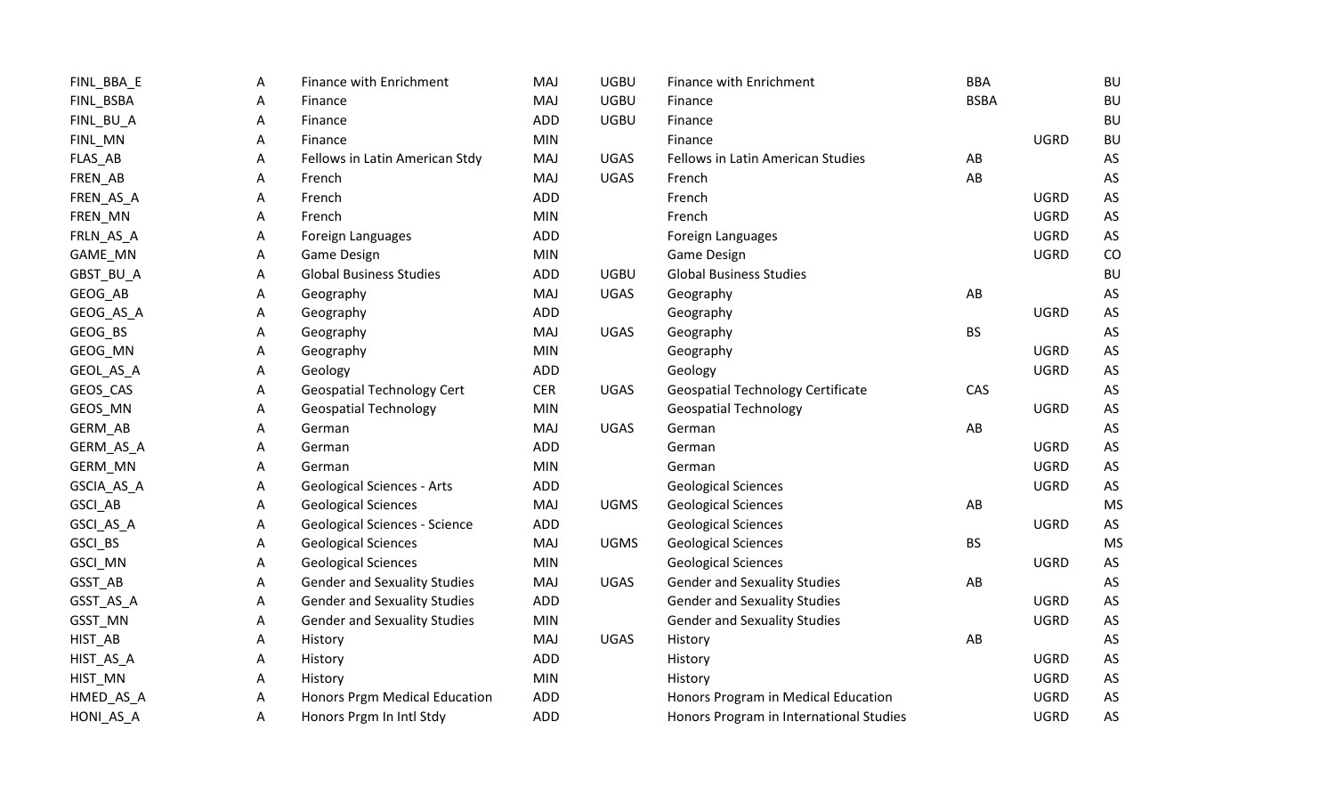| | | | | | | | | |
|---|---|---|---|---|---|---|---|---|
| FINL_BBA_E | A | Finance with Enrichment | MAJ | UGBU | Finance with Enrichment | BBA | | BU |
| FINL_BSBA | A | Finance | MAJ | UGBU | Finance | BSBA | | BU |
| FINL_BU_A | A | Finance | ADD | UGBU | Finance | | | BU |
| FINL_MN | A | Finance | MIN | | Finance | | UGRD | BU |
| FLAS_AB | A | Fellows in Latin American Stdy | MAJ | UGAS | Fellows in Latin American Studies | AB | | AS |
| FREN_AB | A | French | MAJ | UGAS | French | AB | | AS |
| FREN_AS_A | A | French | ADD | | French | | UGRD | AS |
| FREN_MN | A | French | MIN | | French | | UGRD | AS |
| FRLN_AS_A | A | Foreign Languages | ADD | | Foreign Languages | | UGRD | AS |
| GAME_MN | A | Game Design | MIN | | Game Design | | UGRD | CO |
| GBST_BU_A | A | Global Business Studies | ADD | UGBU | Global Business Studies | | | BU |
| GEOG_AB | A | Geography | MAJ | UGAS | Geography | AB | | AS |
| GEOG_AS_A | A | Geography | ADD | | Geography | | UGRD | AS |
| GEOG_BS | A | Geography | MAJ | UGAS | Geography | BS | | AS |
| GEOG_MN | A | Geography | MIN | | Geography | | UGRD | AS |
| GEOL_AS_A | A | Geology | ADD | | Geology | | UGRD | AS |
| GEOS_CAS | A | Geospatial Technology Cert | CER | UGAS | Geospatial Technology Certificate | CAS | | AS |
| GEOS_MN | A | Geospatial Technology | MIN | | Geospatial Technology | | UGRD | AS |
| GERM_AB | A | German | MAJ | UGAS | German | AB | | AS |
| GERM_AS_A | A | German | ADD | | German | | UGRD | AS |
| GERM_MN | A | German | MIN | | German | | UGRD | AS |
| GSCIA_AS_A | A | Geological Sciences - Arts | ADD | | Geological Sciences | | UGRD | AS |
| GSCI_AB | A | Geological Sciences | MAJ | UGMS | Geological Sciences | AB | | MS |
| GSCI_AS_A | A | Geological Sciences - Science | ADD | | Geological Sciences | | UGRD | AS |
| GSCI_BS | A | Geological Sciences | MAJ | UGMS | Geological Sciences | BS | | MS |
| GSCI_MN | A | Geological Sciences | MIN | | Geological Sciences | | UGRD | AS |
| GSST_AB | A | Gender and Sexuality Studies | MAJ | UGAS | Gender and Sexuality Studies | AB | | AS |
| GSST_AS_A | A | Gender and Sexuality Studies | ADD | | Gender and Sexuality Studies | | UGRD | AS |
| GSST_MN | A | Gender and Sexuality Studies | MIN | | Gender and Sexuality Studies | | UGRD | AS |
| HIST_AB | A | History | MAJ | UGAS | History | AB | | AS |
| HIST_AS_A | A | History | ADD | | History | | UGRD | AS |
| HIST_MN | A | History | MIN | | History | | UGRD | AS |
| HMED_AS_A | A | Honors Prgm Medical Education | ADD | | Honors Program in Medical Education | | UGRD | AS |
| HONI_AS_A | A | Honors Prgm In Intl Stdy | ADD | | Honors Program in International Studies | | UGRD | AS |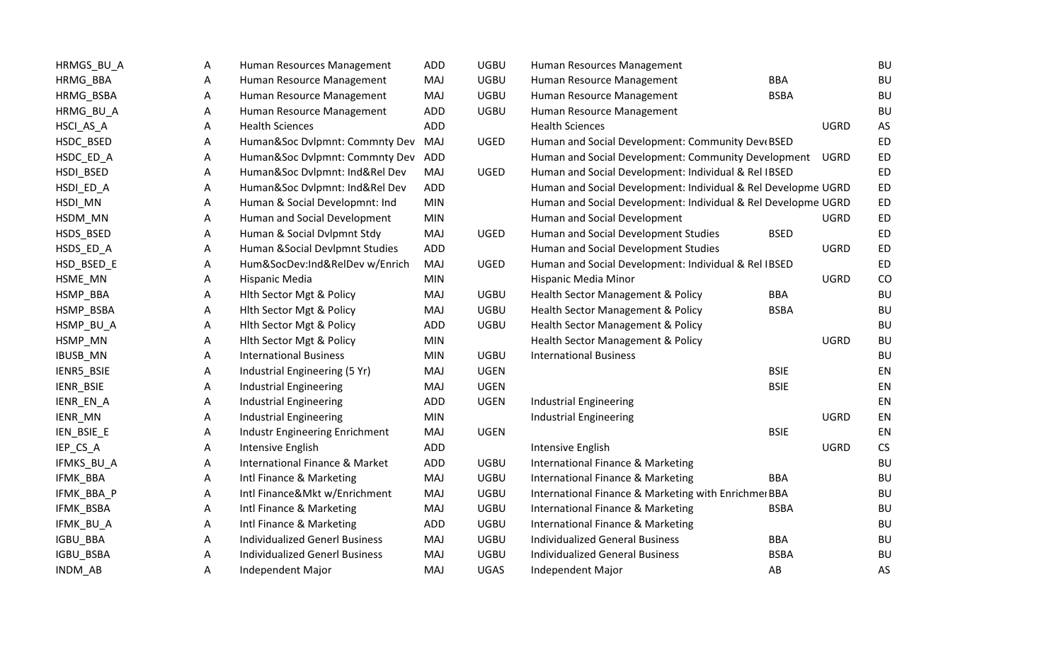| | | | | | | | | |
|---|---|---|---|---|---|---|---|---|
| HRMGS_BU_A | A | Human Resources Management | ADD | UGBU | Human Resources Management | | | BU |
| HRMG_BBA | A | Human Resource Management | MAJ | UGBU | Human Resource Management | BBA | | BU |
| HRMG_BSBA | A | Human Resource Management | MAJ | UGBU | Human Resource Management | BSBA | | BU |
| HRMG_BU_A | A | Human Resource Management | ADD | UGBU | Human Resource Management | | | BU |
| HSCI_AS_A | A | Health Sciences | ADD | | Health Sciences | | UGRD | AS |
| HSDC_BSED | A | Human&Soc Dvlpmnt: Commnty Dev | MAJ | UGED | Human and Social Development: Community Deve | BSED | | ED |
| HSDC_ED_A | A | Human&Soc Dvlpmnt: Commnty Dev | ADD | | Human and Social Development: Community Development | | UGRD | ED |
| HSDI_BSED | A | Human&Soc Dvlpmnt: Ind&Rel Dev | MAJ | UGED | Human and Social Development: Individual & Rel I | BSED | | ED |
| HSDI_ED_A | A | Human&Soc Dvlpmnt: Ind&Rel Dev | ADD | | Human and Social Development: Individual & Rel Developme | | UGRD | ED |
| HSDI_MN | A | Human & Social Developmnt: Ind | MIN | | Human and Social Development: Individual & Rel Developme | | UGRD | ED |
| HSDM_MN | A | Human and Social Development | MIN | | Human and Social Development | | UGRD | ED |
| HSDS_BSED | A | Human & Social Dvlpmnt Stdy | MAJ | UGED | Human and Social Development Studies | BSED | | ED |
| HSDS_ED_A | A | Human &Social Devlpmnt Studies | ADD | | Human and Social Development Studies | | UGRD | ED |
| HSD_BSED_E | A | Hum&SocDev:Ind&RelDev w/Enrich | MAJ | UGED | Human and Social Development: Individual & Rel I | BSED | | ED |
| HSME_MN | A | Hispanic Media | MIN | | Hispanic Media Minor | | UGRD | CO |
| HSMP_BBA | A | Hlth Sector Mgt & Policy | MAJ | UGBU | Health Sector Management & Policy | BBA | | BU |
| HSMP_BSBA | A | Hlth Sector Mgt & Policy | MAJ | UGBU | Health Sector Management & Policy | BSBA | | BU |
| HSMP_BU_A | A | Hlth Sector Mgt & Policy | ADD | UGBU | Health Sector Management & Policy | | | BU |
| HSMP_MN | A | Hlth Sector Mgt & Policy | MIN | | Health Sector Management & Policy | | UGRD | BU |
| IBUSB_MN | A | International Business | MIN | UGBU | International Business | | | BU |
| IENR5_BSIE | A | Industrial Engineering (5 Yr) | MAJ | UGEN | | BSIE | | EN |
| IENR_BSIE | A | Industrial Engineering | MAJ | UGEN | | BSIE | | EN |
| IENR_EN_A | A | Industrial Engineering | ADD | UGEN | Industrial Engineering | | | EN |
| IENR_MN | A | Industrial Engineering | MIN | | Industrial Engineering | | UGRD | EN |
| IEN_BSIE_E | A | Industr Engineering Enrichment | MAJ | UGEN | | BSIE | | EN |
| IEP_CS_A | A | Intensive English | ADD | | Intensive English | | UGRD | CS |
| IFMKS_BU_A | A | International Finance & Market | ADD | UGBU | International Finance & Marketing | | | BU |
| IFMK_BBA | A | Intl Finance & Marketing | MAJ | UGBU | International Finance & Marketing | BBA | | BU |
| IFMK_BBA_P | A | Intl Finance&Mkt w/Enrichment | MAJ | UGBU | International Finance & Marketing with Enrichmer | BBA | | BU |
| IFMK_BSBA | A | Intl Finance & Marketing | MAJ | UGBU | International Finance & Marketing | BSBA | | BU |
| IFMK_BU_A | A | Intl Finance & Marketing | ADD | UGBU | International Finance & Marketing | | | BU |
| IGBU_BBA | A | Individualized Generl Business | MAJ | UGBU | Individualized General Business | BBA | | BU |
| IGBU_BSBA | A | Individualized Generl Business | MAJ | UGBU | Individualized General Business | BSBA | | BU |
| INDM_AB | A | Independent Major | MAJ | UGAS | Independent Major | AB | | AS |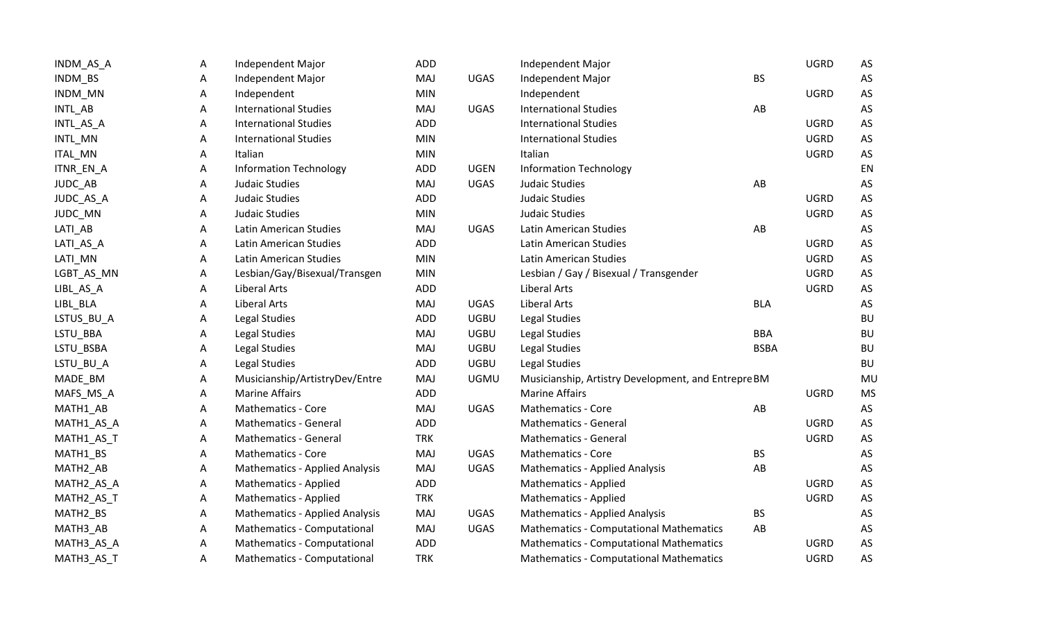| | | | | | | | | |
|---|---|---|---|---|---|---|---|---|
| INDM_AS_A | A | Independent Major | ADD | | Independent Major | | UGRD | AS |
| INDM_BS | A | Independent Major | MAJ | UGAS | Independent Major | BS | | AS |
| INDM_MN | A | Independent | MIN | | Independent | | UGRD | AS |
| INTL_AB | A | International Studies | MAJ | UGAS | International Studies | AB | | AS |
| INTL_AS_A | A | International Studies | ADD | | International Studies | | UGRD | AS |
| INTL_MN | A | International Studies | MIN | | International Studies | | UGRD | AS |
| ITAL_MN | A | Italian | MIN | | Italian | | UGRD | AS |
| ITNR_EN_A | A | Information Technology | ADD | UGEN | Information Technology | | | EN |
| JUDC_AB | A | Judaic Studies | MAJ | UGAS | Judaic Studies | AB | | AS |
| JUDC_AS_A | A | Judaic Studies | ADD | | Judaic Studies | | UGRD | AS |
| JUDC_MN | A | Judaic Studies | MIN | | Judaic Studies | | UGRD | AS |
| LATI_AB | A | Latin American Studies | MAJ | UGAS | Latin American Studies | AB | | AS |
| LATI_AS_A | A | Latin American Studies | ADD | | Latin American Studies | | UGRD | AS |
| LATI_MN | A | Latin American Studies | MIN | | Latin American Studies | | UGRD | AS |
| LGBT_AS_MN | A | Lesbian/Gay/Bisexual/Transgen | MIN | | Lesbian / Gay / Bisexual / Transgender | | UGRD | AS |
| LIBL_AS_A | A | Liberal Arts | ADD | | Liberal Arts | | UGRD | AS |
| LIBL_BLA | A | Liberal Arts | MAJ | UGAS | Liberal Arts | BLA | | AS |
| LSTUS_BU_A | A | Legal Studies | ADD | UGBU | Legal Studies | | | BU |
| LSTU_BBA | A | Legal Studies | MAJ | UGBU | Legal Studies | BBA | | BU |
| LSTU_BSBA | A | Legal Studies | MAJ | UGBU | Legal Studies | BSBA | | BU |
| LSTU_BU_A | A | Legal Studies | ADD | UGBU | Legal Studies | | | BU |
| MADE_BM | A | Musicianship/ArtistryDev/Entre | MAJ | UGMU | Musicianship, Artistry Development, and Entrepre | BM | | MU |
| MAFS_MS_A | A | Marine Affairs | ADD | | Marine Affairs | | UGRD | MS |
| MATH1_AB | A | Mathematics - Core | MAJ | UGAS | Mathematics - Core | AB | | AS |
| MATH1_AS_A | A | Mathematics - General | ADD | | Mathematics - General | | UGRD | AS |
| MATH1_AS_T | A | Mathematics - General | TRK | | Mathematics - General | | UGRD | AS |
| MATH1_BS | A | Mathematics - Core | MAJ | UGAS | Mathematics - Core | BS | | AS |
| MATH2_AB | A | Mathematics - Applied Analysis | MAJ | UGAS | Mathematics - Applied Analysis | AB | | AS |
| MATH2_AS_A | A | Mathematics - Applied | ADD | | Mathematics - Applied | | UGRD | AS |
| MATH2_AS_T | A | Mathematics - Applied | TRK | | Mathematics - Applied | | UGRD | AS |
| MATH2_BS | A | Mathematics - Applied Analysis | MAJ | UGAS | Mathematics - Applied Analysis | BS | | AS |
| MATH3_AB | A | Mathematics - Computational | MAJ | UGAS | Mathematics - Computational Mathematics | AB | | AS |
| MATH3_AS_A | A | Mathematics - Computational | ADD | | Mathematics - Computational Mathematics | | UGRD | AS |
| MATH3_AS_T | A | Mathematics - Computational | TRK | | Mathematics - Computational Mathematics | | UGRD | AS |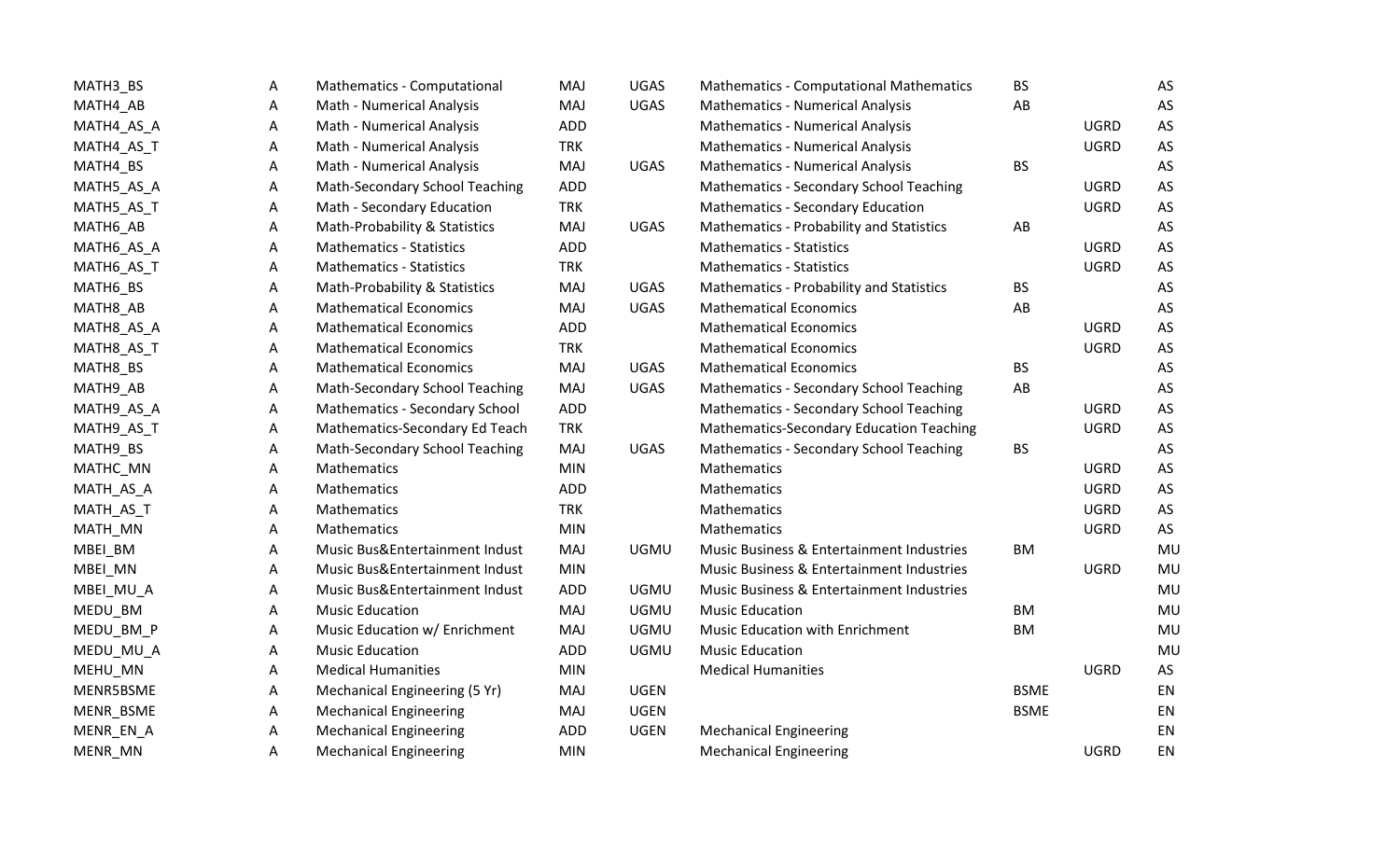| | | | | | | | | |
|---|---|---|---|---|---|---|---|---|
| MATH3_BS | A | Mathematics - Computational | MAJ | UGAS | Mathematics - Computational Mathematics | BS | | AS |
| MATH4_AB | A | Math - Numerical Analysis | MAJ | UGAS | Mathematics - Numerical Analysis | AB | | AS |
| MATH4_AS_A | A | Math - Numerical Analysis | ADD | | Mathematics - Numerical Analysis | | UGRD | AS |
| MATH4_AS_T | A | Math - Numerical Analysis | TRK | | Mathematics - Numerical Analysis | | UGRD | AS |
| MATH4_BS | A | Math - Numerical Analysis | MAJ | UGAS | Mathematics - Numerical Analysis | BS | | AS |
| MATH5_AS_A | A | Math-Secondary School Teaching | ADD | | Mathematics - Secondary School Teaching | | UGRD | AS |
| MATH5_AS_T | A | Math - Secondary Education | TRK | | Mathematics - Secondary Education | | UGRD | AS |
| MATH6_AB | A | Math-Probability & Statistics | MAJ | UGAS | Mathematics - Probability and Statistics | AB | | AS |
| MATH6_AS_A | A | Mathematics - Statistics | ADD | | Mathematics - Statistics | | UGRD | AS |
| MATH6_AS_T | A | Mathematics - Statistics | TRK | | Mathematics - Statistics | | UGRD | AS |
| MATH6_BS | A | Math-Probability & Statistics | MAJ | UGAS | Mathematics - Probability and Statistics | BS | | AS |
| MATH8_AB | A | Mathematical Economics | MAJ | UGAS | Mathematical Economics | AB | | AS |
| MATH8_AS_A | A | Mathematical Economics | ADD | | Mathematical Economics | | UGRD | AS |
| MATH8_AS_T | A | Mathematical Economics | TRK | | Mathematical Economics | | UGRD | AS |
| MATH8_BS | A | Mathematical Economics | MAJ | UGAS | Mathematical Economics | BS | | AS |
| MATH9_AB | A | Math-Secondary School Teaching | MAJ | UGAS | Mathematics - Secondary School Teaching | AB | | AS |
| MATH9_AS_A | A | Mathematics - Secondary School | ADD | | Mathematics - Secondary School Teaching | | UGRD | AS |
| MATH9_AS_T | A | Mathematics-Secondary Ed Teach | TRK | | Mathematics-Secondary Education Teaching | | UGRD | AS |
| MATH9_BS | A | Math-Secondary School Teaching | MAJ | UGAS | Mathematics - Secondary School Teaching | BS | | AS |
| MATHC_MN | A | Mathematics | MIN | | Mathematics | | UGRD | AS |
| MATH_AS_A | A | Mathematics | ADD | | Mathematics | | UGRD | AS |
| MATH_AS_T | A | Mathematics | TRK | | Mathematics | | UGRD | AS |
| MATH_MN | A | Mathematics | MIN | | Mathematics | | UGRD | AS |
| MBEI_BM | A | Music Bus&Entertainment Indust | MAJ | UGMU | Music Business & Entertainment Industries | BM | | MU |
| MBEI_MN | A | Music Bus&Entertainment Indust | MIN | | Music Business & Entertainment Industries | | UGRD | MU |
| MBEI_MU_A | A | Music Bus&Entertainment Indust | ADD | UGMU | Music Business & Entertainment Industries | | | MU |
| MEDU_BM | A | Music Education | MAJ | UGMU | Music Education | BM | | MU |
| MEDU_BM_P | A | Music Education w/ Enrichment | MAJ | UGMU | Music Education with Enrichment | BM | | MU |
| MEDU_MU_A | A | Music Education | ADD | UGMU | Music Education | | | MU |
| MEHU_MN | A | Medical Humanities | MIN | | Medical Humanities | | UGRD | AS |
| MENR5BSME | A | Mechanical Engineering (5 Yr) | MAJ | UGEN | | BSME | | EN |
| MENR_BSME | A | Mechanical Engineering | MAJ | UGEN | | BSME | | EN |
| MENR_EN_A | A | Mechanical Engineering | ADD | UGEN | Mechanical Engineering | | | EN |
| MENR_MN | A | Mechanical Engineering | MIN | | Mechanical Engineering | | UGRD | EN |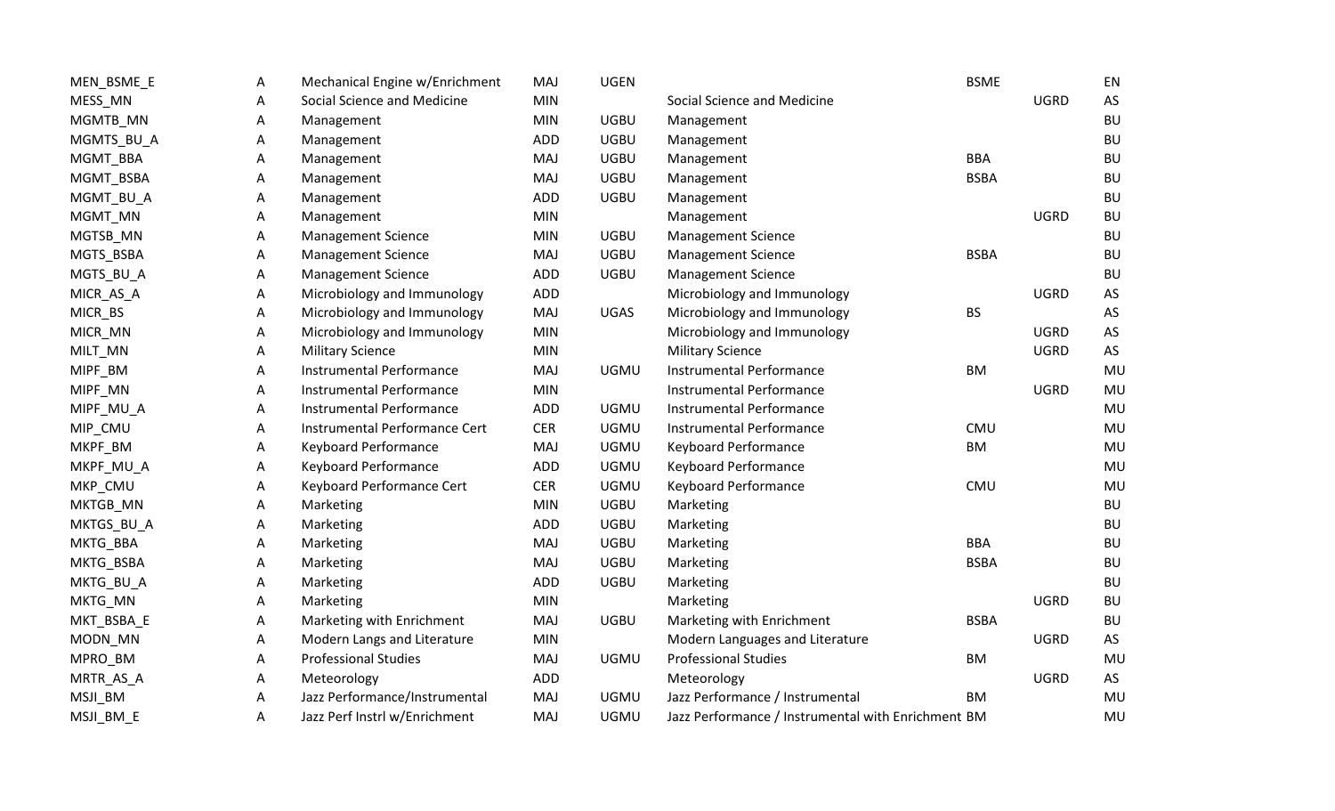| | | | | | | | | |
|---|---|---|---|---|---|---|---|---|
| MEN_BSME_E | A | Mechanical Engine w/Enrichment | MAJ | UGEN | | BSME | | EN |
| MESS_MN | A | Social Science and Medicine | MIN | | Social Science and Medicine | | UGRD | AS |
| MGMTB_MN | A | Management | MIN | UGBU | Management | | | BU |
| MGMTS_BU_A | A | Management | ADD | UGBU | Management | | | BU |
| MGMT_BBA | A | Management | MAJ | UGBU | Management | BBA | | BU |
| MGMT_BSBA | A | Management | MAJ | UGBU | Management | BSBA | | BU |
| MGMT_BU_A | A | Management | ADD | UGBU | Management | | | BU |
| MGMT_MN | A | Management | MIN | | Management | | UGRD | BU |
| MGTSB_MN | A | Management Science | MIN | UGBU | Management Science | | | BU |
| MGTS_BSBA | A | Management Science | MAJ | UGBU | Management Science | BSBA | | BU |
| MGTS_BU_A | A | Management Science | ADD | UGBU | Management Science | | | BU |
| MICR_AS_A | A | Microbiology and Immunology | ADD | | Microbiology and Immunology | | UGRD | AS |
| MICR_BS | A | Microbiology and Immunology | MAJ | UGAS | Microbiology and Immunology | BS | | AS |
| MICR_MN | A | Microbiology and Immunology | MIN | | Microbiology and Immunology | | UGRD | AS |
| MILT_MN | A | Military Science | MIN | | Military Science | | UGRD | AS |
| MIPF_BM | A | Instrumental Performance | MAJ | UGMU | Instrumental Performance | BM | | MU |
| MIPF_MN | A | Instrumental Performance | MIN | | Instrumental Performance | | UGRD | MU |
| MIPF_MU_A | A | Instrumental Performance | ADD | UGMU | Instrumental Performance | | | MU |
| MIP_CMU | A | Instrumental Performance Cert | CER | UGMU | Instrumental Performance | CMU | | MU |
| MKPF_BM | A | Keyboard Performance | MAJ | UGMU | Keyboard Performance | BM | | MU |
| MKPF_MU_A | A | Keyboard Performance | ADD | UGMU | Keyboard Performance | | | MU |
| MKP_CMU | A | Keyboard Performance Cert | CER | UGMU | Keyboard Performance | CMU | | MU |
| MKTGB_MN | A | Marketing | MIN | UGBU | Marketing | | | BU |
| MKTGS_BU_A | A | Marketing | ADD | UGBU | Marketing | | | BU |
| MKTG_BBA | A | Marketing | MAJ | UGBU | Marketing | BBA | | BU |
| MKTG_BSBA | A | Marketing | MAJ | UGBU | Marketing | BSBA | | BU |
| MKTG_BU_A | A | Marketing | ADD | UGBU | Marketing | | | BU |
| MKTG_MN | A | Marketing | MIN | | Marketing | | UGRD | BU |
| MKT_BSBA_E | A | Marketing with Enrichment | MAJ | UGBU | Marketing with Enrichment | BSBA | | BU |
| MODN_MN | A | Modern Langs and Literature | MIN | | Modern Languages and Literature | | UGRD | AS |
| MPRO_BM | A | Professional Studies | MAJ | UGMU | Professional Studies | BM | | MU |
| MRTR_AS_A | A | Meteorology | ADD | | Meteorology | | UGRD | AS |
| MSJI_BM | A | Jazz Performance/Instrumental | MAJ | UGMU | Jazz Performance / Instrumental | BM | | MU |
| MSJI_BM_E | A | Jazz Perf Instrl w/Enrichment | MAJ | UGMU | Jazz Performance / Instrumental with Enrichment | BM | | MU |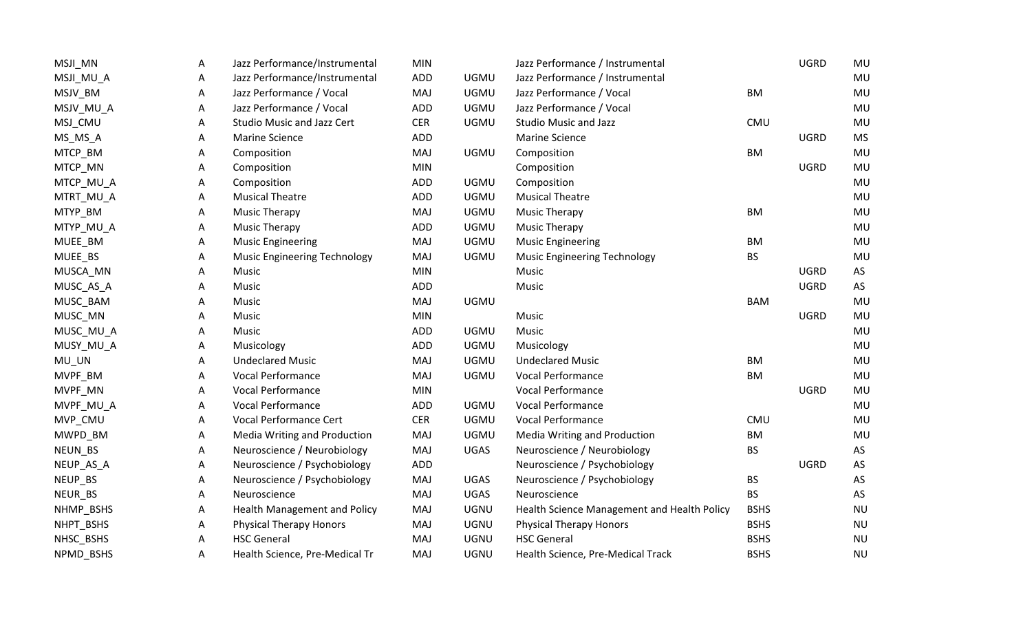| | | | | | | | | |
|---|---|---|---|---|---|---|---|---|
| MSJI_MN | A | Jazz Performance/Instrumental | MIN | | Jazz Performance / Instrumental | | UGRD | MU |
| MSJI_MU_A | A | Jazz Performance/Instrumental | ADD | UGMU | Jazz Performance / Instrumental | | | MU |
| MSJV_BM | A | Jazz Performance / Vocal | MAJ | UGMU | Jazz Performance / Vocal | BM | | MU |
| MSJV_MU_A | A | Jazz Performance / Vocal | ADD | UGMU | Jazz Performance / Vocal | | | MU |
| MSJ_CMU | A | Studio Music and Jazz Cert | CER | UGMU | Studio Music and Jazz | CMU | | MU |
| MS_MS_A | A | Marine Science | ADD | | Marine Science | | UGRD | MS |
| MTCP_BM | A | Composition | MAJ | UGMU | Composition | BM | | MU |
| MTCP_MN | A | Composition | MIN | | Composition | | UGRD | MU |
| MTCP_MU_A | A | Composition | ADD | UGMU | Composition | | | MU |
| MTRT_MU_A | A | Musical Theatre | ADD | UGMU | Musical Theatre | | | MU |
| MTYP_BM | A | Music Therapy | MAJ | UGMU | Music Therapy | BM | | MU |
| MTYP_MU_A | A | Music Therapy | ADD | UGMU | Music Therapy | | | MU |
| MUEE_BM | A | Music Engineering | MAJ | UGMU | Music Engineering | BM | | MU |
| MUEE_BS | A | Music Engineering Technology | MAJ | UGMU | Music Engineering Technology | BS | | MU |
| MUSCA_MN | A | Music | MIN | | Music | | UGRD | AS |
| MUSC_AS_A | A | Music | ADD | | Music | | UGRD | AS |
| MUSC_BAM | A | Music | MAJ | UGMU | | BAM | | MU |
| MUSC_MN | A | Music | MIN | | Music | | UGRD | MU |
| MUSC_MU_A | A | Music | ADD | UGMU | Music | | | MU |
| MUSY_MU_A | A | Musicology | ADD | UGMU | Musicology | | | MU |
| MU_UN | A | Undeclared Music | MAJ | UGMU | Undeclared Music | BM | | MU |
| MVPF_BM | A | Vocal Performance | MAJ | UGMU | Vocal Performance | BM | | MU |
| MVPF_MN | A | Vocal Performance | MIN | | Vocal Performance | | UGRD | MU |
| MVPF_MU_A | A | Vocal Performance | ADD | UGMU | Vocal Performance | | | MU |
| MVP_CMU | A | Vocal Performance Cert | CER | UGMU | Vocal Performance | CMU | | MU |
| MWPD_BM | A | Media Writing and Production | MAJ | UGMU | Media Writing and Production | BM | | MU |
| NEUN_BS | A | Neuroscience / Neurobiology | MAJ | UGAS | Neuroscience / Neurobiology | BS | | AS |
| NEUP_AS_A | A | Neuroscience / Psychobiology | ADD | | Neuroscience / Psychobiology | | UGRD | AS |
| NEUP_BS | A | Neuroscience / Psychobiology | MAJ | UGAS | Neuroscience / Psychobiology | BS | | AS |
| NEUR_BS | A | Neuroscience | MAJ | UGAS | Neuroscience | BS | | AS |
| NHMP_BSHS | A | Health Management and Policy | MAJ | UGNU | Health Science Management and Health Policy | BSHS | | NU |
| NHPT_BSHS | A | Physical Therapy Honors | MAJ | UGNU | Physical Therapy Honors | BSHS | | NU |
| NHSC_BSHS | A | HSC General | MAJ | UGNU | HSC General | BSHS | | NU |
| NPMD_BSHS | A | Health Science, Pre-Medical Tr | MAJ | UGNU | Health Science, Pre-Medical Track | BSHS | | NU |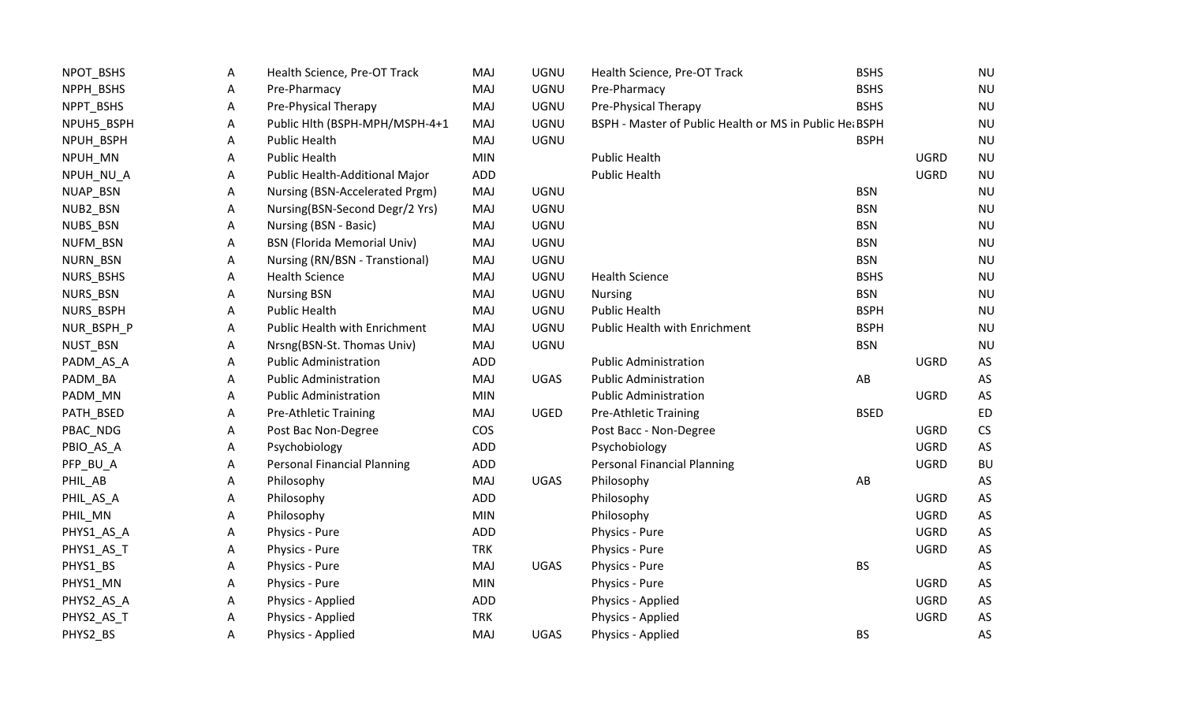| | | | | | | | | |
|---|---|---|---|---|---|---|---|---|
| NPOT_BSHS | A | Health Science, Pre-OT Track | MAJ | UGNU | Health Science, Pre-OT Track | BSHS | | NU |
| NPPH_BSHS | A | Pre-Pharmacy | MAJ | UGNU | Pre-Pharmacy | BSHS | | NU |
| NPPT_BSHS | A | Pre-Physical Therapy | MAJ | UGNU | Pre-Physical Therapy | BSHS | | NU |
| NPUH5_BSPH | A | Public Hlth (BSPH-MPH/MSPH-4+1 | MAJ | UGNU | BSPH - Master of Public Health or MS in Public He: | BSPH | | NU |
| NPUH_BSPH | A | Public Health | MAJ | UGNU | | BSPH | | NU |
| NPUH_MN | A | Public Health | MIN | | Public Health | | UGRD | NU |
| NPUH_NU_A | A | Public Health-Additional Major | ADD | | Public Health | | UGRD | NU |
| NUAP_BSN | A | Nursing (BSN-Accelerated Prgm) | MAJ | UGNU | | BSN | | NU |
| NUB2_BSN | A | Nursing(BSN-Second Degr/2 Yrs) | MAJ | UGNU | | BSN | | NU |
| NUBS_BSN | A | Nursing (BSN - Basic) | MAJ | UGNU | | BSN | | NU |
| NUFM_BSN | A | BSN (Florida Memorial Univ) | MAJ | UGNU | | BSN | | NU |
| NURN_BSN | A | Nursing (RN/BSN - Transtional) | MAJ | UGNU | | BSN | | NU |
| NURS_BSHS | A | Health Science | MAJ | UGNU | Health Science | BSHS | | NU |
| NURS_BSN | A | Nursing BSN | MAJ | UGNU | Nursing | BSN | | NU |
| NURS_BSPH | A | Public Health | MAJ | UGNU | Public Health | BSPH | | NU |
| NUR_BSPH_P | A | Public Health with Enrichment | MAJ | UGNU | Public Health with Enrichment | BSPH | | NU |
| NUST_BSN | A | Nrsng(BSN-St. Thomas Univ) | MAJ | UGNU | | BSN | | NU |
| PADM_AS_A | A | Public Administration | ADD | | Public Administration | | UGRD | AS |
| PADM_BA | A | Public Administration | MAJ | UGAS | Public Administration | AB | | AS |
| PADM_MN | A | Public Administration | MIN | | Public Administration | | UGRD | AS |
| PATH_BSED | A | Pre-Athletic Training | MAJ | UGED | Pre-Athletic Training | BSED | | ED |
| PBAC_NDG | A | Post Bac Non-Degree | COS | | Post Bacc - Non-Degree | | UGRD | CS |
| PBIO_AS_A | A | Psychobiology | ADD | | Psychobiology | | UGRD | AS |
| PFP_BU_A | A | Personal Financial Planning | ADD | | Personal Financial Planning | | UGRD | BU |
| PHIL_AB | A | Philosophy | MAJ | UGAS | Philosophy | AB | | AS |
| PHIL_AS_A | A | Philosophy | ADD | | Philosophy | | UGRD | AS |
| PHIL_MN | A | Philosophy | MIN | | Philosophy | | UGRD | AS |
| PHYS1_AS_A | A | Physics - Pure | ADD | | Physics - Pure | | UGRD | AS |
| PHYS1_AS_T | A | Physics - Pure | TRK | | Physics - Pure | | UGRD | AS |
| PHYS1_BS | A | Physics - Pure | MAJ | UGAS | Physics - Pure | BS | | AS |
| PHYS1_MN | A | Physics - Pure | MIN | | Physics - Pure | | UGRD | AS |
| PHYS2_AS_A | A | Physics - Applied | ADD | | Physics - Applied | | UGRD | AS |
| PHYS2_AS_T | A | Physics - Applied | TRK | | Physics - Applied | | UGRD | AS |
| PHYS2_BS | A | Physics - Applied | MAJ | UGAS | Physics - Applied | BS | | AS |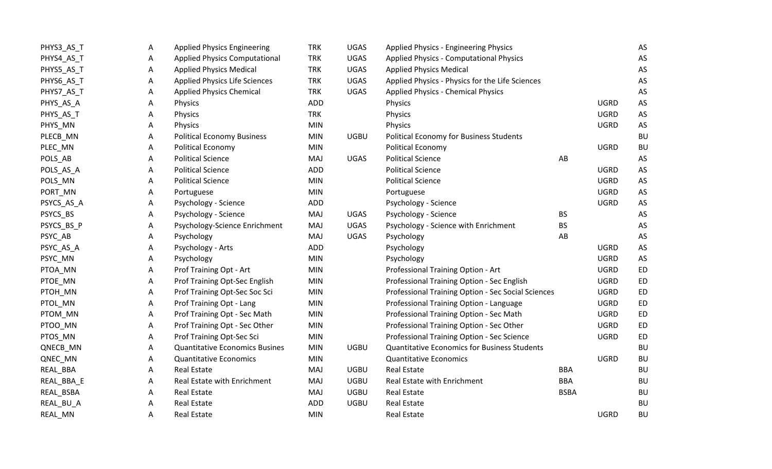| | | | | | | | | |
|---|---|---|---|---|---|---|---|---|
| PHYS3_AS_T | A | Applied Physics Engineering | TRK | UGAS | Applied Physics - Engineering Physics | | | AS |
| PHYS4_AS_T | A | Applied Physics Computational | TRK | UGAS | Applied Physics - Computational Physics | | | AS |
| PHYS5_AS_T | A | Applied Physics Medical | TRK | UGAS | Applied Physics Medical | | | AS |
| PHYS6_AS_T | A | Applied Physics Life Sciences | TRK | UGAS | Applied Physics - Physics for the Life Sciences | | | AS |
| PHYS7_AS_T | A | Applied Physics Chemical | TRK | UGAS | Applied Physics - Chemical Physics | | | AS |
| PHYS_AS_A | A | Physics | ADD | | Physics | | UGRD | AS |
| PHYS_AS_T | A | Physics | TRK | | Physics | | UGRD | AS |
| PHYS_MN | A | Physics | MIN | | Physics | | UGRD | AS |
| PLECB_MN | A | Political Economy Business | MIN | UGBU | Political Economy for Business Students | | | BU |
| PLEC_MN | A | Political Economy | MIN | | Political Economy | | UGRD | BU |
| POLS_AB | A | Political Science | MAJ | UGAS | Political Science | AB | | AS |
| POLS_AS_A | A | Political Science | ADD | | Political Science | | UGRD | AS |
| POLS_MN | A | Political Science | MIN | | Political Science | | UGRD | AS |
| PORT_MN | A | Portuguese | MIN | | Portuguese | | UGRD | AS |
| PSYCS_AS_A | A | Psychology - Science | ADD | | Psychology - Science | | UGRD | AS |
| PSYCS_BS | A | Psychology - Science | MAJ | UGAS | Psychology - Science | BS | | AS |
| PSYCS_BS_P | A | Psychology-Science Enrichment | MAJ | UGAS | Psychology - Science with Enrichment | BS | | AS |
| PSYC_AB | A | Psychology | MAJ | UGAS | Psychology | AB | | AS |
| PSYC_AS_A | A | Psychology - Arts | ADD | | Psychology | | UGRD | AS |
| PSYC_MN | A | Psychology | MIN | | Psychology | | UGRD | AS |
| PTOA_MN | A | Prof Training Opt - Art | MIN | | Professional Training Option - Art | | UGRD | ED |
| PTOE_MN | A | Prof Training Opt-Sec English | MIN | | Professional Training Option - Sec English | | UGRD | ED |
| PTOH_MN | A | Prof Training Opt-Sec Soc Sci | MIN | | Professional Training Option - Sec Social Sciences | | UGRD | ED |
| PTOL_MN | A | Prof Training Opt - Lang | MIN | | Professional Training Option - Language | | UGRD | ED |
| PTOM_MN | A | Prof Training Opt - Sec Math | MIN | | Professional Training Option - Sec Math | | UGRD | ED |
| PTOO_MN | A | Prof Training Opt - Sec Other | MIN | | Professional Training Option - Sec Other | | UGRD | ED |
| PTOS_MN | A | Prof Training Opt-Sec Sci | MIN | | Professional Training Option - Sec Science | | UGRD | ED |
| QNECB_MN | A | Quantitative Economics Busines | MIN | UGBU | Quantitative Economics for Business Students | | | BU |
| QNEC_MN | A | Quantitative Economics | MIN | | Quantitative Economics | | UGRD | BU |
| REAL_BBA | A | Real Estate | MAJ | UGBU | Real Estate | BBA | | BU |
| REAL_BBA_E | A | Real Estate with Enrichment | MAJ | UGBU | Real Estate with Enrichment | BBA | | BU |
| REAL_BSBA | A | Real Estate | MAJ | UGBU | Real Estate | BSBA | | BU |
| REAL_BU_A | A | Real Estate | ADD | UGBU | Real Estate | | | BU |
| REAL_MN | A | Real Estate | MIN | | Real Estate | | UGRD | BU |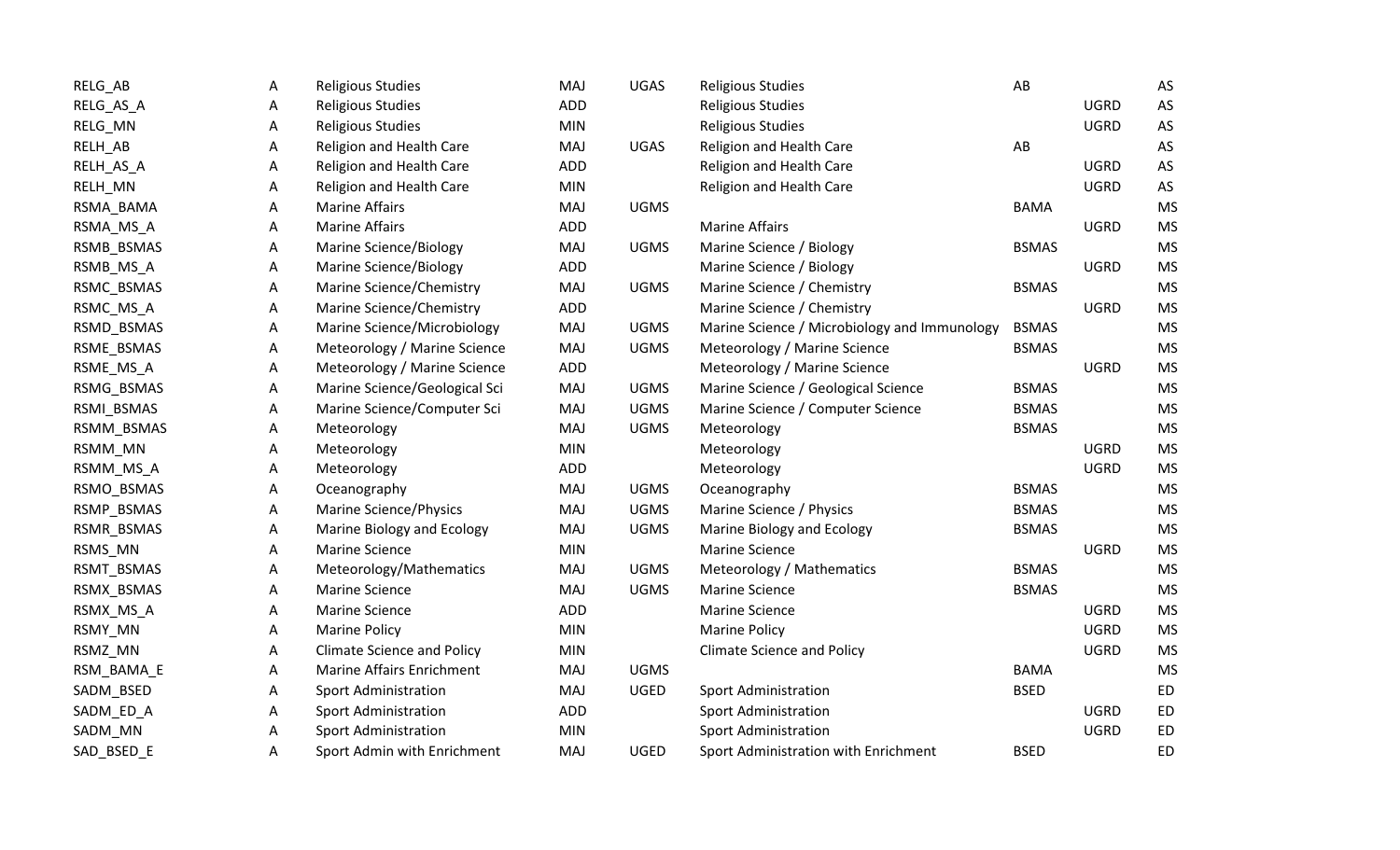| | | | | | | | | |
|---|---|---|---|---|---|---|---|---|
| RELG_AB | A | Religious Studies | MAJ | UGAS | Religious Studies | AB | | AS |
| RELG_AS_A | A | Religious Studies | ADD | | Religious Studies | | UGRD | AS |
| RELG_MN | A | Religious Studies | MIN | | Religious Studies | | UGRD | AS |
| RELH_AB | A | Religion and Health Care | MAJ | UGAS | Religion and Health Care | AB | | AS |
| RELH_AS_A | A | Religion and Health Care | ADD | | Religion and Health Care | | UGRD | AS |
| RELH_MN | A | Religion and Health Care | MIN | | Religion and Health Care | | UGRD | AS |
| RSMA_BAMA | A | Marine Affairs | MAJ | UGMS | | BAMA | | MS |
| RSMA_MS_A | A | Marine Affairs | ADD | | Marine Affairs | | UGRD | MS |
| RSMB_BSMAS | A | Marine Science/Biology | MAJ | UGMS | Marine Science / Biology | BSMAS | | MS |
| RSMB_MS_A | A | Marine Science/Biology | ADD | | Marine Science / Biology | | UGRD | MS |
| RSMC_BSMAS | A | Marine Science/Chemistry | MAJ | UGMS | Marine Science / Chemistry | BSMAS | | MS |
| RSMC_MS_A | A | Marine Science/Chemistry | ADD | | Marine Science / Chemistry | | UGRD | MS |
| RSMD_BSMAS | A | Marine Science/Microbiology | MAJ | UGMS | Marine Science / Microbiology and Immunology | BSMAS | | MS |
| RSME_BSMAS | A | Meteorology / Marine Science | MAJ | UGMS | Meteorology / Marine Science | BSMAS | | MS |
| RSME_MS_A | A | Meteorology / Marine Science | ADD | | Meteorology / Marine Science | | UGRD | MS |
| RSMG_BSMAS | A | Marine Science/Geological Sci | MAJ | UGMS | Marine Science / Geological Science | BSMAS | | MS |
| RSMI_BSMAS | A | Marine Science/Computer Sci | MAJ | UGMS | Marine Science / Computer Science | BSMAS | | MS |
| RSMM_BSMAS | A | Meteorology | MAJ | UGMS | Meteorology | BSMAS | | MS |
| RSMM_MN | A | Meteorology | MIN | | Meteorology | | UGRD | MS |
| RSMM_MS_A | A | Meteorology | ADD | | Meteorology | | UGRD | MS |
| RSMO_BSMAS | A | Oceanography | MAJ | UGMS | Oceanography | BSMAS | | MS |
| RSMP_BSMAS | A | Marine Science/Physics | MAJ | UGMS | Marine Science / Physics | BSMAS | | MS |
| RSMR_BSMAS | A | Marine Biology and Ecology | MAJ | UGMS | Marine Biology and Ecology | BSMAS | | MS |
| RSMS_MN | A | Marine Science | MIN | | Marine Science | | UGRD | MS |
| RSMT_BSMAS | A | Meteorology/Mathematics | MAJ | UGMS | Meteorology / Mathematics | BSMAS | | MS |
| RSMX_BSMAS | A | Marine Science | MAJ | UGMS | Marine Science | BSMAS | | MS |
| RSMX_MS_A | A | Marine Science | ADD | | Marine Science | | UGRD | MS |
| RSMY_MN | A | Marine Policy | MIN | | Marine Policy | | UGRD | MS |
| RSMZ_MN | A | Climate Science and Policy | MIN | | Climate Science and Policy | | UGRD | MS |
| RSM_BAMA_E | A | Marine Affairs Enrichment | MAJ | UGMS | | BAMA | | MS |
| SADM_BSED | A | Sport Administration | MAJ | UGED | Sport Administration | BSED | | ED |
| SADM_ED_A | A | Sport Administration | ADD | | Sport Administration | | UGRD | ED |
| SADM_MN | A | Sport Administration | MIN | | Sport Administration | | UGRD | ED |
| SAD_BSED_E | A | Sport Admin with Enrichment | MAJ | UGED | Sport Administration with Enrichment | BSED | | ED |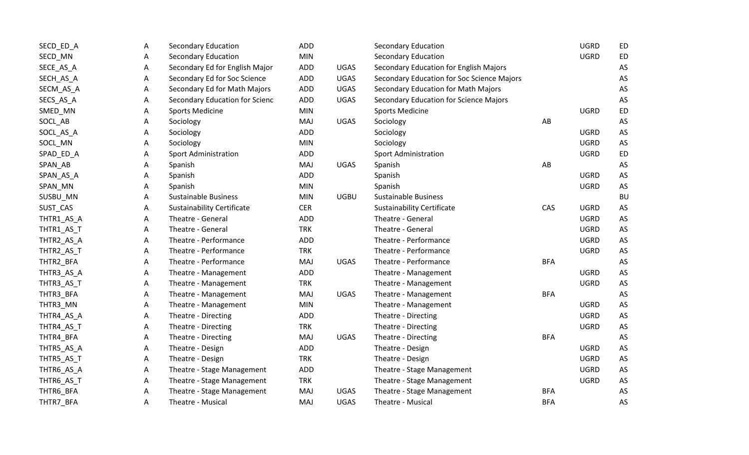| | | | | | | | | |
|---|---|---|---|---|---|---|---|---|
| SECD_ED_A | A | Secondary Education | ADD | | Secondary Education | | UGRD | ED |
| SECD_MN | A | Secondary Education | MIN | | Secondary Education | | UGRD | ED |
| SECE_AS_A | A | Secondary Ed for English Major | ADD | UGAS | Secondary Education for English Majors | | | AS |
| SECH_AS_A | A | Secondary Ed for Soc Science | ADD | UGAS | Secondary Education for Soc Science Majors | | | AS |
| SECM_AS_A | A | Secondary Ed for Math Majors | ADD | UGAS | Secondary Education for Math Majors | | | AS |
| SECS_AS_A | A | Secondary Education for Scienc | ADD | UGAS | Secondary Education for Science Majors | | | AS |
| SMED_MN | A | Sports Medicine | MIN | | Sports Medicine | | UGRD | ED |
| SOCL_AB | A | Sociology | MAJ | UGAS | Sociology | AB | | AS |
| SOCL_AS_A | A | Sociology | ADD | | Sociology | | UGRD | AS |
| SOCL_MN | A | Sociology | MIN | | Sociology | | UGRD | AS |
| SPAD_ED_A | A | Sport Administration | ADD | | Sport Administration | | UGRD | ED |
| SPAN_AB | A | Spanish | MAJ | UGAS | Spanish | AB | | AS |
| SPAN_AS_A | A | Spanish | ADD | | Spanish | | UGRD | AS |
| SPAN_MN | A | Spanish | MIN | | Spanish | | UGRD | AS |
| SUSBU_MN | A | Sustainable Business | MIN | UGBU | Sustainable Business | | | BU |
| SUST_CAS | A | Sustainability Certificate | CER | | Sustainability Certificate | CAS | UGRD | AS |
| THTR1_AS_A | A | Theatre - General | ADD | | Theatre - General | | UGRD | AS |
| THTR1_AS_T | A | Theatre - General | TRK | | Theatre - General | | UGRD | AS |
| THTR2_AS_A | A | Theatre - Performance | ADD | | Theatre - Performance | | UGRD | AS |
| THTR2_AS_T | A | Theatre - Performance | TRK | | Theatre - Performance | | UGRD | AS |
| THTR2_BFA | A | Theatre - Performance | MAJ | UGAS | Theatre - Performance | BFA | | AS |
| THTR3_AS_A | A | Theatre - Management | ADD | | Theatre - Management | | UGRD | AS |
| THTR3_AS_T | A | Theatre - Management | TRK | | Theatre - Management | | UGRD | AS |
| THTR3_BFA | A | Theatre - Management | MAJ | UGAS | Theatre - Management | BFA | | AS |
| THTR3_MN | A | Theatre - Management | MIN | | Theatre - Management | | UGRD | AS |
| THTR4_AS_A | A | Theatre - Directing | ADD | | Theatre - Directing | | UGRD | AS |
| THTR4_AS_T | A | Theatre - Directing | TRK | | Theatre - Directing | | UGRD | AS |
| THTR4_BFA | A | Theatre - Directing | MAJ | UGAS | Theatre - Directing | BFA | | AS |
| THTR5_AS_A | A | Theatre - Design | ADD | | Theatre - Design | | UGRD | AS |
| THTR5_AS_T | A | Theatre - Design | TRK | | Theatre - Design | | UGRD | AS |
| THTR6_AS_A | A | Theatre - Stage Management | ADD | | Theatre - Stage Management | | UGRD | AS |
| THTR6_AS_T | A | Theatre - Stage Management | TRK | | Theatre - Stage Management | | UGRD | AS |
| THTR6_BFA | A | Theatre - Stage Management | MAJ | UGAS | Theatre - Stage Management | BFA | | AS |
| THTR7_BFA | A | Theatre - Musical | MAJ | UGAS | Theatre - Musical | BFA | | AS |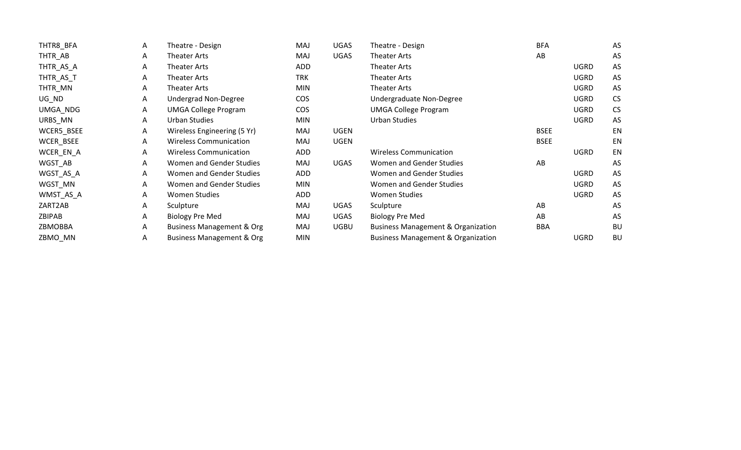| | | | | | | | | |
|---|---|---|---|---|---|---|---|---|
| THTR8_BFA | A | Theatre - Design | MAJ | UGAS | Theatre - Design | BFA | | AS |
| THTR_AB | A | Theater Arts | MAJ | UGAS | Theater Arts | AB | | AS |
| THTR_AS_A | A | Theater Arts | ADD | | Theater Arts | | UGRD | AS |
| THTR_AS_T | A | Theater Arts | TRK | | Theater Arts | | UGRD | AS |
| THTR_MN | A | Theater Arts | MIN | | Theater Arts | | UGRD | AS |
| UG_ND | A | Undergrad Non-Degree | COS | | Undergraduate Non-Degree | | UGRD | CS |
| UMGA_NDG | A | UMGA College Program | COS | | UMGA College Program | | UGRD | CS |
| URBS_MN | A | Urban Studies | MIN | | Urban Studies | | UGRD | AS |
| WCER5_BSEE | A | Wireless Engineering (5 Yr) | MAJ | UGEN | | BSEE | | EN |
| WCER_BSEE | A | Wireless Communication | MAJ | UGEN | | BSEE | | EN |
| WCER_EN_A | A | Wireless Communication | ADD | | Wireless Communication | | UGRD | EN |
| WGST_AB | A | Women and Gender Studies | MAJ | UGAS | Women and Gender Studies | AB | | AS |
| WGST_AS_A | A | Women and Gender Studies | ADD | | Women and Gender Studies | | UGRD | AS |
| WGST_MN | A | Women and Gender Studies | MIN | | Women and Gender Studies | | UGRD | AS |
| WMST_AS_A | A | Women Studies | ADD | | Women Studies | | UGRD | AS |
| ZART2AB | A | Sculpture | MAJ | UGAS | Sculpture | AB | | AS |
| ZBIPAB | A | Biology Pre Med | MAJ | UGAS | Biology Pre Med | AB | | AS |
| ZBMOBBA | A | Business Management & Org | MAJ | UGBU | Business Management & Organization | BBA | | BU |
| ZBMO_MN | A | Business Management & Org | MIN | | Business Management & Organization | | UGRD | BU |